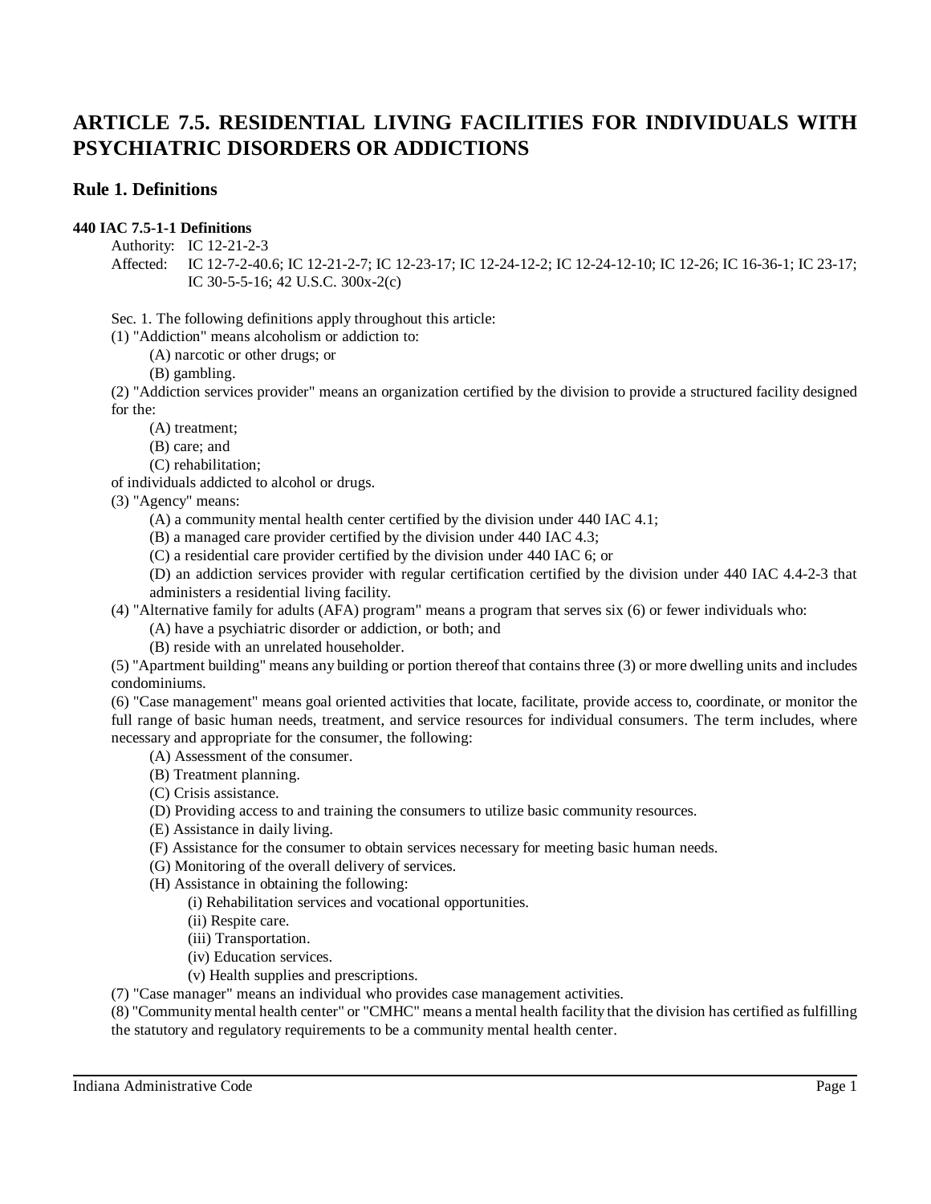# ARTICLE 7.5. RESIDENTIAL LIVING FACILITIES FOR INDIVIDUALS WITH PSYCHIATRIC DISORDERS OR ADDICTIONS

## Rule 1. Definitions

**440 IAC 7.5-1-1 Definitions**

Authority: IC 12-21-2-3

Affected: IC 12-7-2-40.6; IC 12-21-2-7; IC 12-23-17; IC 12-24-12-2; IC 12-24-12-10; IC 12-26; IC 16-36-1; IC 23-17; IC 30-5-5-16; 42 U.S.C. 300x-2(c)

Sec. 1. The following definitions apply throughout this article:

(1) "Addiction" means alcoholism or addiction to:

- (A) narcotic or other drugs; or
- (B) gambling.

(2) "Addiction services provider" means an organization certified by the division to provide a structured facility designed for the:

- (A) treatment;
- (B) care; and
- (C) rehabilitation;

of individuals addicted to alcohol or drugs.

(3) "Agency" means:

- (A) a community mental health center certified by the division under 440 IAC 4.1;
- (B) a managed care provider certified by the division under 440 IAC 4.3;
- (C) a residential care provider certified by the division under 440 IAC 6; or
- (D) an addiction services provider with regular certification certified by the division under 440 IAC 4.4-2-3 that administers a residential living facility.

(4) "Alternative family for adults (AFA) program" means a program that serves six (6) or fewer individuals who:

- (A) have a psychiatric disorder or addiction, or both; and
- (B) reside with an unrelated householder.

(5) "Apartment building" means any building or portion thereof that contains three (3) or more dwelling units and includes condominiums.

(6) "Case management" means goal oriented activities that locate, facilitate, provide access to, coordinate, or monitor the full range of basic human needs, treatment, and service resources for individual consumers. The term includes, where necessary and appropriate for the consumer, the following:

- (A) Assessment of the consumer.
- (B) Treatment planning.
- (C) Crisis assistance.
- (D) Providing access to and training the consumers to utilize basic community resources.
- (E) Assistance in daily living.
- (F) Assistance for the consumer to obtain services necessary for meeting basic human needs.
- (G) Monitoring of the overall delivery of services.
- (H) Assistance in obtaining the following:
  - (i) Rehabilitation services and vocational opportunities.
  - (ii) Respite care.
  - (iii) Transportation.
  - (iv) Education services.
  - (v) Health supplies and prescriptions.

(7) "Case manager" means an individual who provides case management activities.

(8) "Community mental health center" or "CMHC" means a mental health facility that the division has certified as fulfilling the statutory and regulatory requirements to be a community mental health center.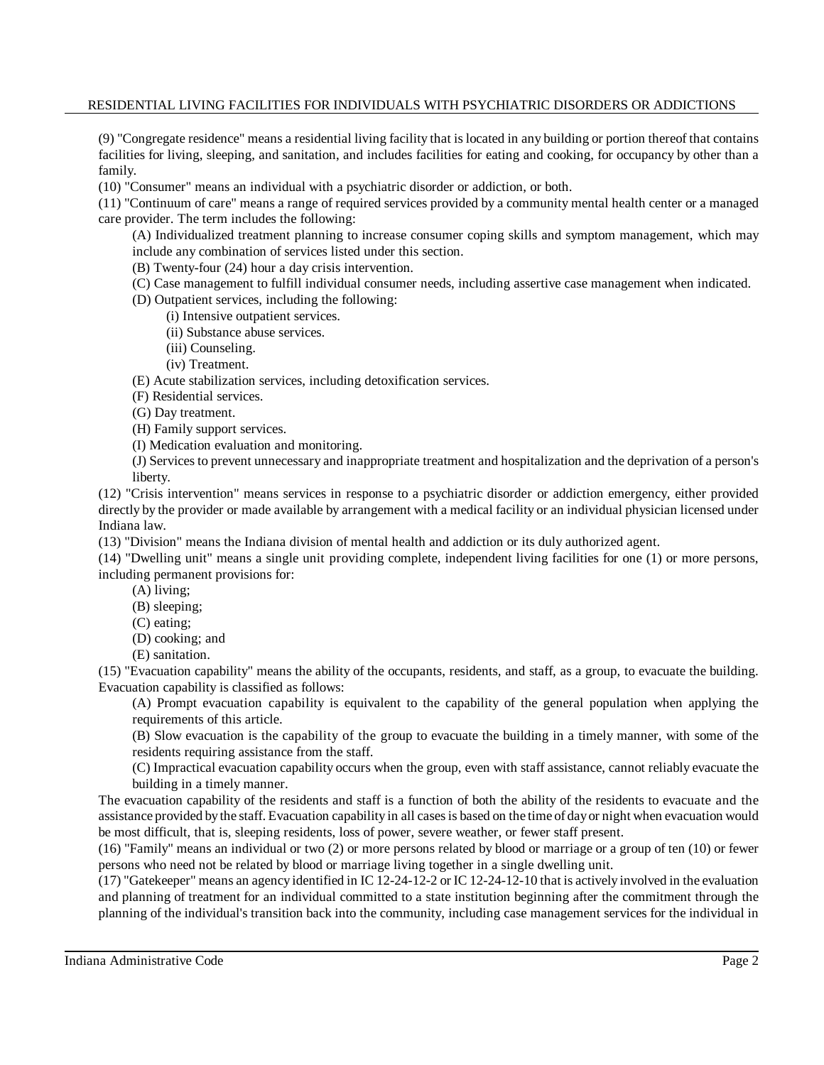(9) "Congregate residence" means a residential living facility that is located in any building or portion thereof that contains facilities for living, sleeping, and sanitation, and includes facilities for eating and cooking, for occupancy by other than a family.

(10) "Consumer" means an individual with a psychiatric disorder or addiction, or both.

(11) "Continuum of care" means a range of required services provided by a community mental health center or a managed care provider. The term includes the following:

- (A) Individualized treatment planning to increase consumer coping skills and symptom management, which may include any combination of services listed under this section.
- (B) Twenty-four (24) hour a day crisis intervention.
- (C) Case management to fulfill individual consumer needs, including assertive case management when indicated.
- (D) Outpatient services, including the following:
  - (i) Intensive outpatient services.
  - (ii) Substance abuse services.
  - (iii) Counseling.
  - (iv) Treatment.
- (E) Acute stabilization services, including detoxification services.
- (F) Residential services.
- (G) Day treatment.
- (H) Family support services.
- (I) Medication evaluation and monitoring.
- (J) Services to prevent unnecessary and inappropriate treatment and hospitalization and the deprivation of a person's liberty.

(12) "Crisis intervention" means services in response to a psychiatric disorder or addiction emergency, either provided directly by the provider or made available by arrangement with a medical facility or an individual physician licensed under Indiana law.

(13) "Division" means the Indiana division of mental health and addiction or its duly authorized agent.

(14) "Dwelling unit" means a single unit providing complete, independent living facilities for one (1) or more persons, including permanent provisions for:

- (A) living;
- (B) sleeping;
- (C) eating;
- (D) cooking; and
- (E) sanitation.

(15) "Evacuation capability" means the ability of the occupants, residents, and staff, as a group, to evacuate the building. Evacuation capability is classified as follows:

- (A) Prompt evacuation capability is equivalent to the capability of the general population when applying the requirements of this article.
- (B) Slow evacuation is the capability of the group to evacuate the building in a timely manner, with some of the residents requiring assistance from the staff.
- (C) Impractical evacuation capability occurs when the group, even with staff assistance, cannot reliably evacuate the building in a timely manner.

The evacuation capability of the residents and staff is a function of both the ability of the residents to evacuate and the assistance provided by the staff. Evacuation capability in all cases is based on the time of day or night when evacuation would be most difficult, that is, sleeping residents, loss of power, severe weather, or fewer staff present.

(16) "Family" means an individual or two (2) or more persons related by blood or marriage or a group of ten (10) or fewer persons who need not be related by blood or marriage living together in a single dwelling unit.

(17) "Gatekeeper" means an agency identified in IC 12-24-12-2 or IC 12-24-12-10 that is actively involved in the evaluation and planning of treatment for an individual committed to a state institution beginning after the commitment through the planning of the individual's transition back into the community, including case management services for the individual in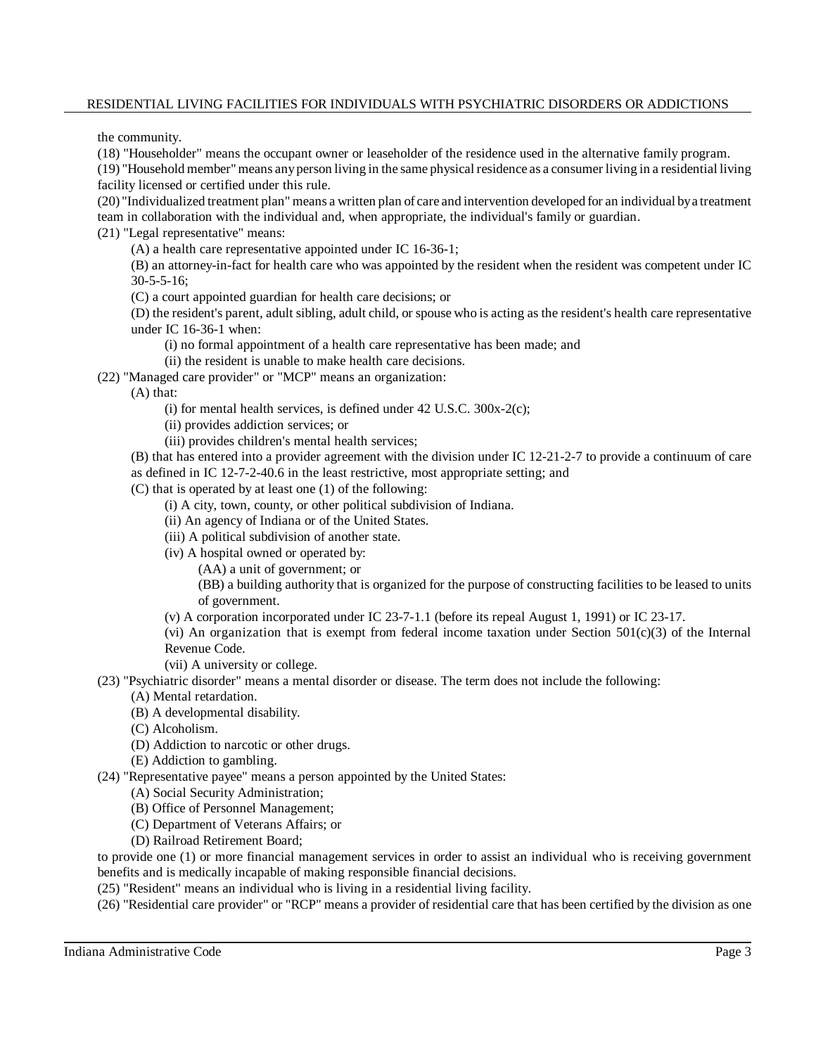the community.

(18) "Householder" means the occupant owner or leaseholder of the residence used in the alternative family program.

(19) "Household member" means any person living in the same physical residence as a consumer living in a residential living facility licensed or certified under this rule.

(20) "Individualized treatment plan" means a written plan of care and intervention developed for an individual by a treatment team in collaboration with the individual and, when appropriate, the individual's family or guardian.

(21) "Legal representative" means:

- (A) a health care representative appointed under IC 16-36-1;
- (B) an attorney-in-fact for health care who was appointed by the resident when the resident was competent under IC 30-5-5-16;
- (C) a court appointed guardian for health care decisions; or
- (D) the resident's parent, adult sibling, adult child, or spouse who is acting as the resident's health care representative under IC 16-36-1 when:
  - (i) no formal appointment of a health care representative has been made; and
  - (ii) the resident is unable to make health care decisions.

(22) "Managed care provider" or "MCP" means an organization:

- (A) that:
  - (i) for mental health services, is defined under 42 U.S.C. 300x-2(c);
  - (ii) provides addiction services; or
  - (iii) provides children's mental health services;
- (B) that has entered into a provider agreement with the division under IC 12-21-2-7 to provide a continuum of care as defined in IC 12-7-2-40.6 in the least restrictive, most appropriate setting; and
- (C) that is operated by at least one (1) of the following:
  - (i) A city, town, county, or other political subdivision of Indiana.
  - (ii) An agency of Indiana or of the United States.
  - (iii) A political subdivision of another state.
  - (iv) A hospital owned or operated by:
    - (AA) a unit of government; or
    - (BB) a building authority that is organized for the purpose of constructing facilities to be leased to units of government.
  - (v) A corporation incorporated under IC 23-7-1.1 (before its repeal August 1, 1991) or IC 23-17.
  - (vi) An organization that is exempt from federal income taxation under Section 501(c)(3) of the Internal Revenue Code.
  - (vii) A university or college.

(23) "Psychiatric disorder" means a mental disorder or disease. The term does not include the following:

- (A) Mental retardation.
- (B) A developmental disability.
- (C) Alcoholism.
- (D) Addiction to narcotic or other drugs.
- (E) Addiction to gambling.

(24) "Representative payee" means a person appointed by the United States:

- (A) Social Security Administration;
- (B) Office of Personnel Management;
- (C) Department of Veterans Affairs; or
- (D) Railroad Retirement Board;

to provide one (1) or more financial management services in order to assist an individual who is receiving government benefits and is medically incapable of making responsible financial decisions.

(25) "Resident" means an individual who is living in a residential living facility.

(26) "Residential care provider" or "RCP" means a provider of residential care that has been certified by the division as one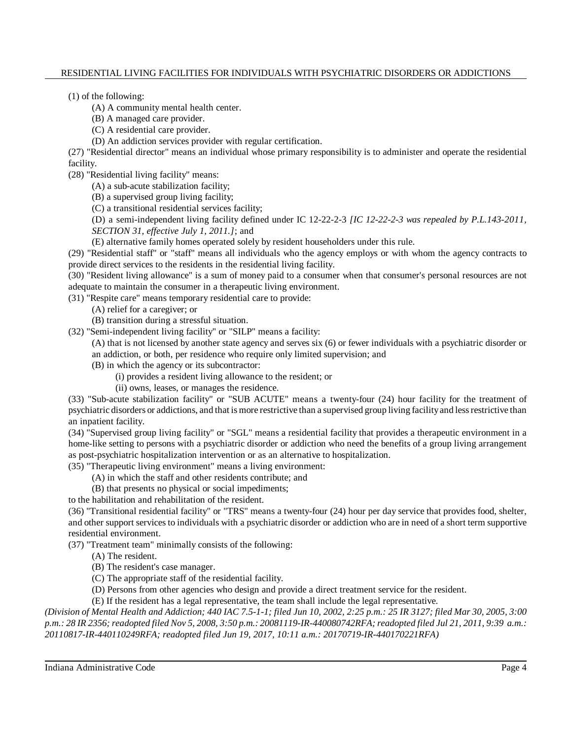(1) of the following:

(A) A community mental health center.

(B) A managed care provider.

(C) A residential care provider.

(D) An addiction services provider with regular certification.

(27) "Residential director" means an individual whose primary responsibility is to administer and operate the residential facility.

(28) "Residential living facility" means:

(A) a sub-acute stabilization facility;

(B) a supervised group living facility;

(C) a transitional residential services facility;

(D) a semi-independent living facility defined under IC 12-22-2-3 *[IC 12-22-2-3 was repealed by P.L.143-2011, SECTION 31, effective July 1, 2011.]*; and

(E) alternative family homes operated solely by resident householders under this rule.

(29) "Residential staff" or "staff" means all individuals who the agency employs or with whom the agency contracts to provide direct services to the residents in the residential living facility.

(30) "Resident living allowance" is a sum of money paid to a consumer when that consumer's personal resources are not adequate to maintain the consumer in a therapeutic living environment.

(31) "Respite care" means temporary residential care to provide:

(A) relief for a caregiver; or

(B) transition during a stressful situation.

(32) "Semi-independent living facility" or "SILP" means a facility:

(A) that is not licensed by another state agency and serves six (6) or fewer individuals with a psychiatric disorder or an addiction, or both, per residence who require only limited supervision; and

(B) in which the agency or its subcontractor:

(i) provides a resident living allowance to the resident; or

(ii) owns, leases, or manages the residence.

(33) "Sub-acute stabilization facility" or "SUB ACUTE" means a twenty-four (24) hour facility for the treatment of psychiatric disorders or addictions, and that is more restrictive than a supervised group living facility and less restrictive than an inpatient facility.

(34) "Supervised group living facility" or "SGL" means a residential facility that provides a therapeutic environment in a home-like setting to persons with a psychiatric disorder or addiction who need the benefits of a group living arrangement as post-psychiatric hospitalization intervention or as an alternative to hospitalization.

(35) "Therapeutic living environment" means a living environment:

(A) in which the staff and other residents contribute; and

(B) that presents no physical or social impediments;

to the habilitation and rehabilitation of the resident.

(36) "Transitional residential facility" or "TRS" means a twenty-four (24) hour per day service that provides food, shelter, and other support services to individuals with a psychiatric disorder or addiction who are in need of a short term supportive residential environment.

(37) "Treatment team" minimally consists of the following:

(A) The resident.

(B) The resident's case manager.

(C) The appropriate staff of the residential facility.

(D) Persons from other agencies who design and provide a direct treatment service for the resident.

(E) If the resident has a legal representative, the team shall include the legal representative.

*(Division of Mental Health and Addiction; 440 IAC 7.5-1-1; filed Jun 10, 2002, 2:25 p.m.: 25 IR 3127; filed Mar 30, 2005, 3:00 p.m.: 28 IR 2356; readopted filed Nov 5, 2008, 3:50 p.m.: 20081119-IR-440080742RFA; readopted filed Jul 21, 2011, 9:39 a.m.: 20110817-IR-440110249RFA; readopted filed Jun 19, 2017, 10:11 a.m.: 20170719-IR-440170221RFA)*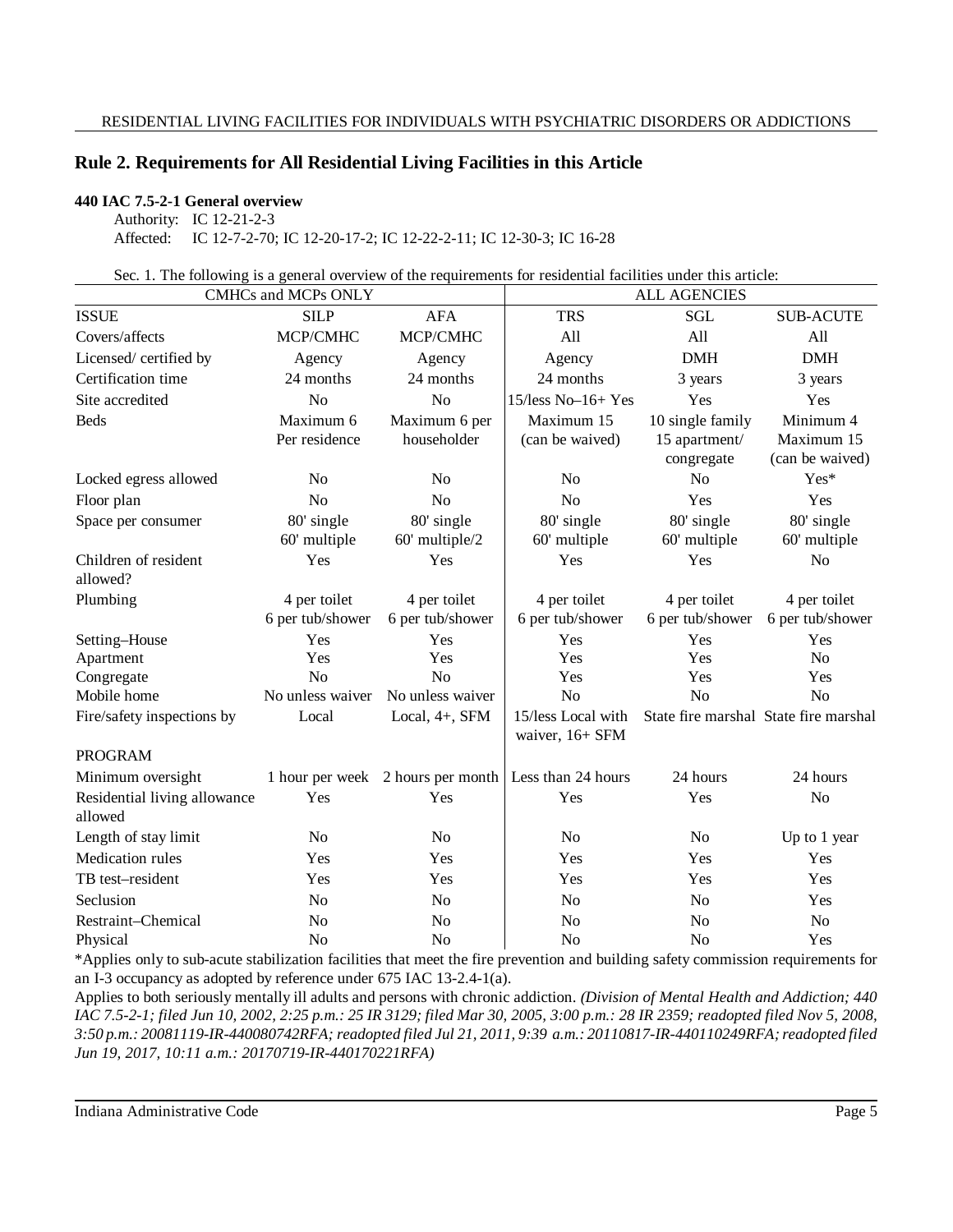## Rule 2. Requirements for All Residential Living Facilities in this Article

**440 IAC 7.5-2-1 General overview**

Authority: IC 12-21-2-3
Affected: IC 12-7-2-70; IC 12-20-17-2; IC 12-22-2-11; IC 12-30-3; IC 16-28

Sec. 1. The following is a general overview of the requirements for residential facilities under this article:

| | CMHCs and MCPs ONLY | | ALL AGENCIES | | |
|---|---|---|---|---|---|
| ISSUE | SILP | AFA | TRS | SGL | SUB-ACUTE |
| Covers/affects | MCP/CMHC | MCP/CMHC | All | All | All |
| Licensed/ certified by | Agency | Agency | Agency | DMH | DMH |
| Certification time | 24 months | 24 months | 24 months | 3 years | 3 years |
| Site accredited | No | No | 15/less No–16+ Yes | Yes | Yes |
| Beds | Maximum 6 Per residence | Maximum 6 per householder | Maximum 15 (can be waived) | 10 single family 15 apartment/ congregate | Minimum 4 Maximum 15 (can be waived) |
| Locked egress allowed | No | No | No | No | Yes* |
| Floor plan | No | No | No | Yes | Yes |
| Space per consumer | 80' single 60' multiple | 80' single 60' multiple/2 | 80' single 60' multiple | 80' single 60' multiple | 80' single 60' multiple |
| Children of resident allowed? | Yes | Yes | Yes | Yes | No |
| Plumbing | 4 per toilet 6 per tub/shower | 4 per toilet 6 per tub/shower | 4 per toilet 6 per tub/shower | 4 per toilet 6 per tub/shower | 4 per toilet 6 per tub/shower |
| Setting–House | Yes | Yes | Yes | Yes | Yes |
| Apartment | Yes | Yes | Yes | Yes | No |
| Congregate | No | No | Yes | Yes | Yes |
| Mobile home | No unless waiver | No unless waiver | No | No | No |
| Fire/safety inspections by | Local | Local, 4+, SFM | 15/less Local with waiver, 16+ SFM | State fire marshal | State fire marshal |
| PROGRAM | | | | | |
| Minimum oversight | 1 hour per week | 2 hours per month | Less than 24 hours | 24 hours | 24 hours |
| Residential living allowance allowed | Yes | Yes | Yes | Yes | No |
| Length of stay limit | No | No | No | No | Up to 1 year |
| Medication rules | Yes | Yes | Yes | Yes | Yes |
| TB test–resident | Yes | Yes | Yes | Yes | Yes |
| Seclusion | No | No | No | No | Yes |
| Restraint–Chemical | No | No | No | No | No |
| Physical | No | No | No | No | Yes |

*Applies only to sub-acute stabilization facilities that meet the fire prevention and building safety commission requirements for an I-3 occupancy as adopted by reference under 675 IAC 13-2.4-1(a).

Applies to both seriously mentally ill adults and persons with chronic addiction. *(Division of Mental Health and Addiction; 440 IAC 7.5-2-1; filed Jun 10, 2002, 2:25 p.m.: 25 IR 3129; filed Mar 30, 2005, 3:00 p.m.: 28 IR 2359; readopted filed Nov 5, 2008, 3:50 p.m.: 20081119-IR-440080742RFA; readopted filed Jul 21, 2011, 9:39 a.m.: 20110817-IR-440110249RFA; readopted filed Jun 19, 2017, 10:11 a.m.: 20170719-IR-440170221RFA)*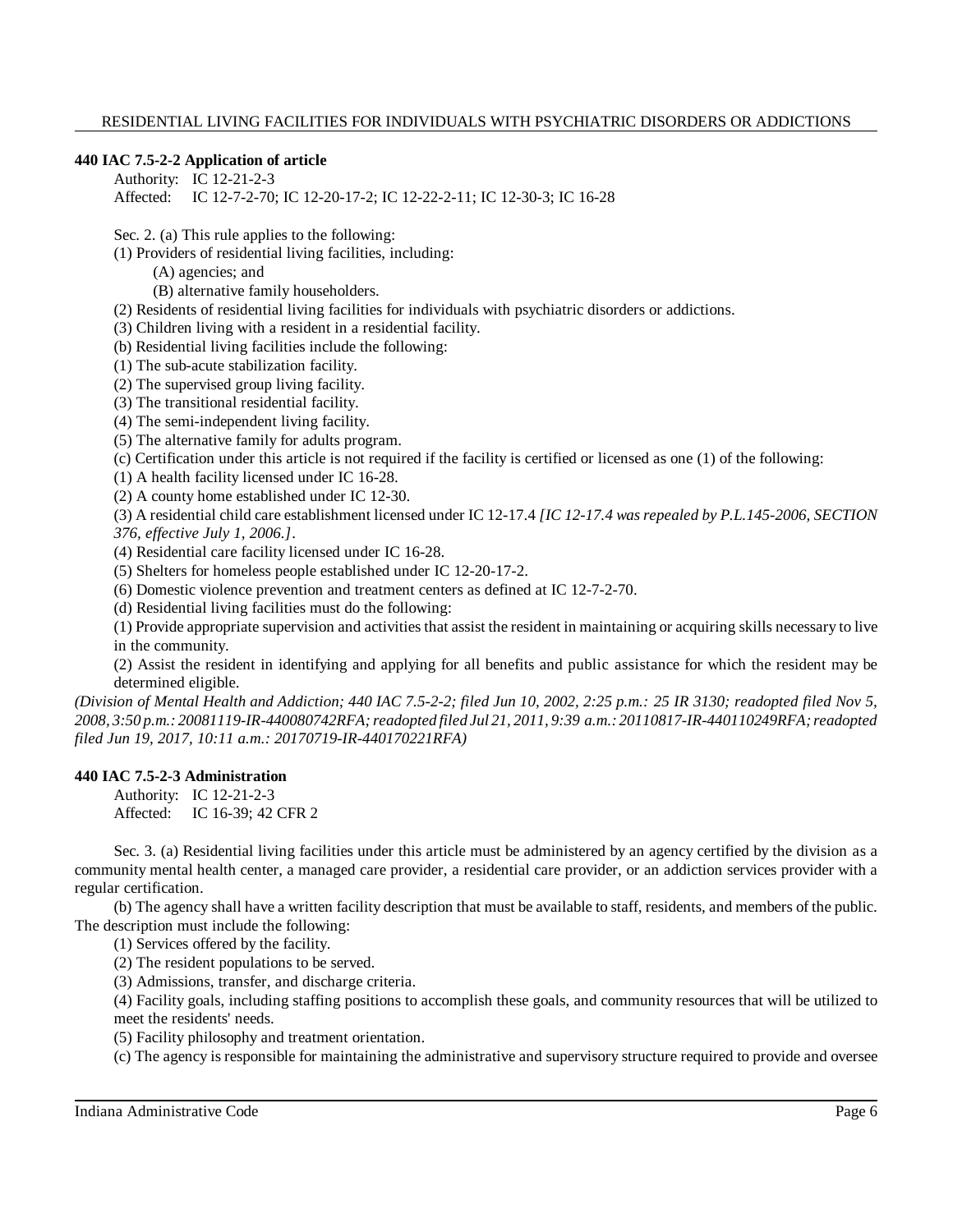**440 IAC 7.5-2-2 Application of article**

Authority: IC 12-21-2-3
Affected: IC 12-7-2-70; IC 12-20-17-2; IC 12-22-2-11; IC 12-30-3; IC 16-28

Sec. 2. (a) This rule applies to the following:

(1) Providers of residential living facilities, including:

(A) agencies; and

(B) alternative family householders.

(2) Residents of residential living facilities for individuals with psychiatric disorders or addictions.

(3) Children living with a resident in a residential facility.

(b) Residential living facilities include the following:

(1) The sub-acute stabilization facility.

(2) The supervised group living facility.

(3) The transitional residential facility.

(4) The semi-independent living facility.

(5) The alternative family for adults program.

(c) Certification under this article is not required if the facility is certified or licensed as one (1) of the following:

(1) A health facility licensed under IC 16-28.

(2) A county home established under IC 12-30.

(3) A residential child care establishment licensed under IC 12-17.4 *[IC 12-17.4 was repealed by P.L.145-2006, SECTION 376, effective July 1, 2006.]*.

(4) Residential care facility licensed under IC 16-28.

(5) Shelters for homeless people established under IC 12-20-17-2.

(6) Domestic violence prevention and treatment centers as defined at IC 12-7-2-70.

(d) Residential living facilities must do the following:

(1) Provide appropriate supervision and activities that assist the resident in maintaining or acquiring skills necessary to live in the community.

(2) Assist the resident in identifying and applying for all benefits and public assistance for which the resident may be determined eligible.

*(Division of Mental Health and Addiction; 440 IAC 7.5-2-2; filed Jun 10, 2002, 2:25 p.m.: 25 IR 3130; readopted filed Nov 5, 2008, 3:50 p.m.: 20081119-IR-440080742RFA; readopted filed Jul 21, 2011, 9:39 a.m.: 20110817-IR-440110249RFA; readopted filed Jun 19, 2017, 10:11 a.m.: 20170719-IR-440170221RFA)*

**440 IAC 7.5-2-3 Administration**

Authority: IC 12-21-2-3
Affected: IC 16-39; 42 CFR 2

Sec. 3. (a) Residential living facilities under this article must be administered by an agency certified by the division as a community mental health center, a managed care provider, a residential care provider, or an addiction services provider with a regular certification.

(b) The agency shall have a written facility description that must be available to staff, residents, and members of the public. The description must include the following:

(1) Services offered by the facility.

(2) The resident populations to be served.

(3) Admissions, transfer, and discharge criteria.

(4) Facility goals, including staffing positions to accomplish these goals, and community resources that will be utilized to meet the residents' needs.

(5) Facility philosophy and treatment orientation.

(c) The agency is responsible for maintaining the administrative and supervisory structure required to provide and oversee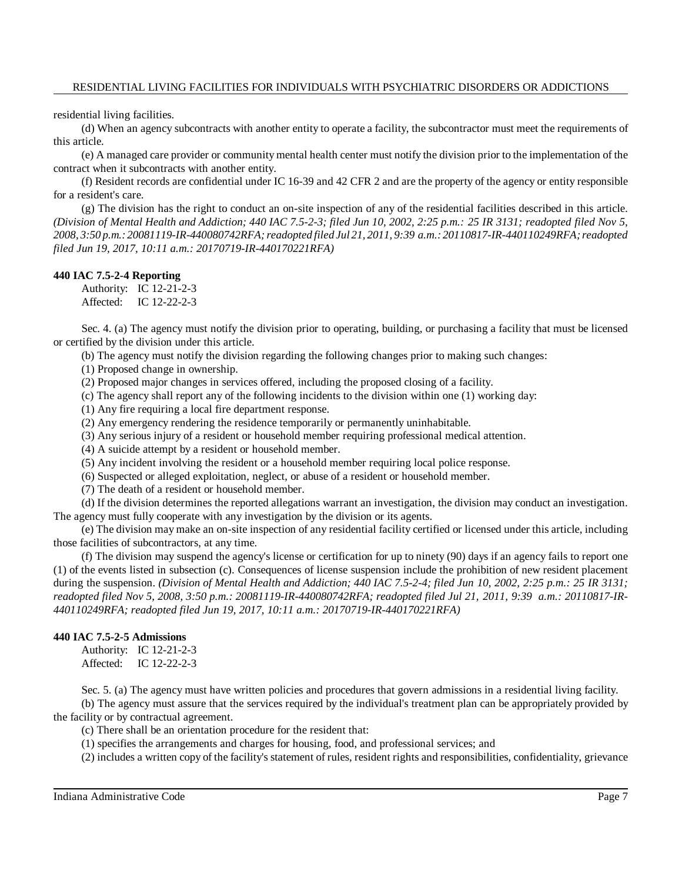residential living facilities.

(d) When an agency subcontracts with another entity to operate a facility, the subcontractor must meet the requirements of this article.

(e) A managed care provider or community mental health center must notify the division prior to the implementation of the contract when it subcontracts with another entity.

(f) Resident records are confidential under IC 16-39 and 42 CFR 2 and are the property of the agency or entity responsible for a resident's care.

(g) The division has the right to conduct an on-site inspection of any of the residential facilities described in this article. *(Division of Mental Health and Addiction; 440 IAC 7.5-2-3; filed Jun 10, 2002, 2:25 p.m.: 25 IR 3131; readopted filed Nov 5, 2008, 3:50 p.m.: 20081119-IR-440080742RFA; readopted filed Jul 21, 2011, 9:39 a.m.: 20110817-IR-440110249RFA; readopted filed Jun 19, 2017, 10:11 a.m.: 20170719-IR-440170221RFA)*

**440 IAC 7.5-2-4 Reporting**

Authority: IC 12-21-2-3
Affected: IC 12-22-2-3

Sec. 4. (a) The agency must notify the division prior to operating, building, or purchasing a facility that must be licensed or certified by the division under this article.

(b) The agency must notify the division regarding the following changes prior to making such changes:

(1) Proposed change in ownership.

(2) Proposed major changes in services offered, including the proposed closing of a facility.

(c) The agency shall report any of the following incidents to the division within one (1) working day:

(1) Any fire requiring a local fire department response.

(2) Any emergency rendering the residence temporarily or permanently uninhabitable.

(3) Any serious injury of a resident or household member requiring professional medical attention.

(4) A suicide attempt by a resident or household member.

(5) Any incident involving the resident or a household member requiring local police response.

(6) Suspected or alleged exploitation, neglect, or abuse of a resident or household member.

(7) The death of a resident or household member.

(d) If the division determines the reported allegations warrant an investigation, the division may conduct an investigation. The agency must fully cooperate with any investigation by the division or its agents.

(e) The division may make an on-site inspection of any residential facility certified or licensed under this article, including those facilities of subcontractors, at any time.

(f) The division may suspend the agency's license or certification for up to ninety (90) days if an agency fails to report one (1) of the events listed in subsection (c). Consequences of license suspension include the prohibition of new resident placement during the suspension. *(Division of Mental Health and Addiction; 440 IAC 7.5-2-4; filed Jun 10, 2002, 2:25 p.m.: 25 IR 3131; readopted filed Nov 5, 2008, 3:50 p.m.: 20081119-IR-440080742RFA; readopted filed Jul 21, 2011, 9:39 a.m.: 20110817-IR-440110249RFA; readopted filed Jun 19, 2017, 10:11 a.m.: 20170719-IR-440170221RFA)*

**440 IAC 7.5-2-5 Admissions**

Authority: IC 12-21-2-3
Affected: IC 12-22-2-3

Sec. 5. (a) The agency must have written policies and procedures that govern admissions in a residential living facility.

(b) The agency must assure that the services required by the individual's treatment plan can be appropriately provided by the facility or by contractual agreement.

(c) There shall be an orientation procedure for the resident that:

(1) specifies the arrangements and charges for housing, food, and professional services; and

(2) includes a written copy of the facility's statement of rules, resident rights and responsibilities, confidentiality, grievance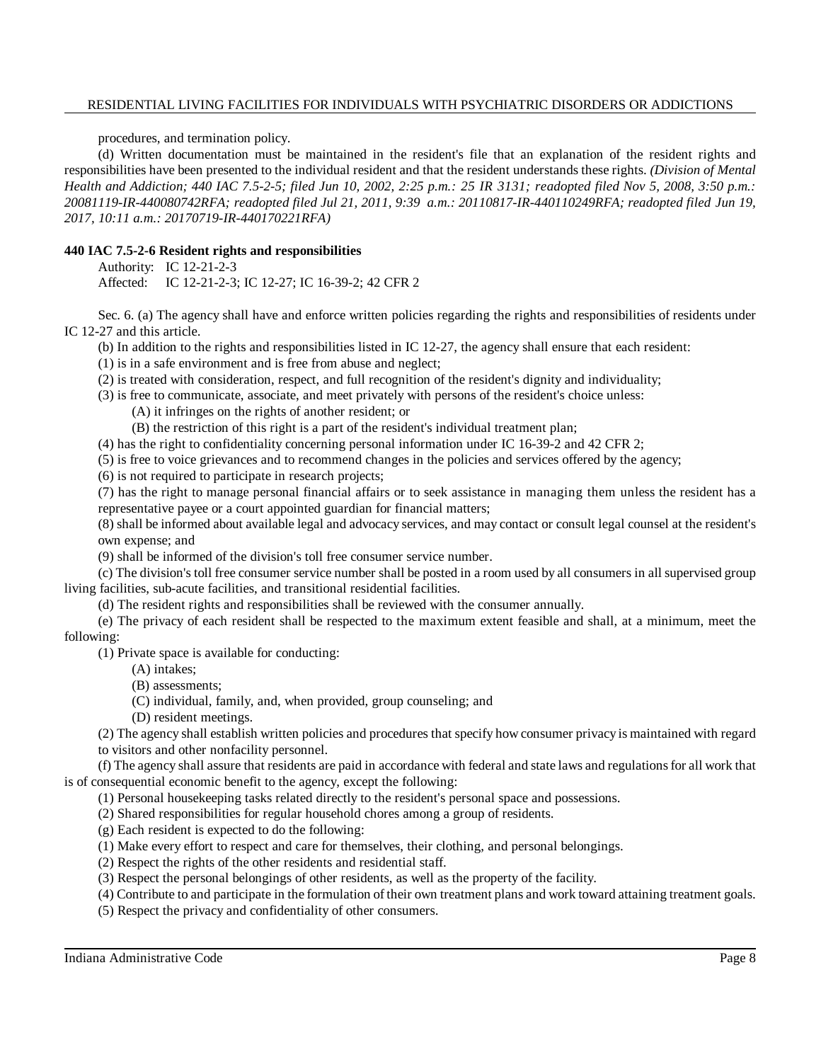procedures, and termination policy.

(d) Written documentation must be maintained in the resident's file that an explanation of the resident rights and responsibilities have been presented to the individual resident and that the resident understands these rights. *(Division of Mental Health and Addiction; 440 IAC 7.5-2-5; filed Jun 10, 2002, 2:25 p.m.: 25 IR 3131; readopted filed Nov 5, 2008, 3:50 p.m.: 20081119-IR-440080742RFA; readopted filed Jul 21, 2011, 9:39 a.m.: 20110817-IR-440110249RFA; readopted filed Jun 19, 2017, 10:11 a.m.: 20170719-IR-440170221RFA)*

**440 IAC 7.5-2-6 Resident rights and responsibilities**

Authority: IC 12-21-2-3
Affected: IC 12-21-2-3; IC 12-27; IC 16-39-2; 42 CFR 2

Sec. 6. (a) The agency shall have and enforce written policies regarding the rights and responsibilities of residents under IC 12-27 and this article.

(b) In addition to the rights and responsibilities listed in IC 12-27, the agency shall ensure that each resident:

(1) is in a safe environment and is free from abuse and neglect;

(2) is treated with consideration, respect, and full recognition of the resident's dignity and individuality;

(3) is free to communicate, associate, and meet privately with persons of the resident's choice unless:

(A) it infringes on the rights of another resident; or

(B) the restriction of this right is a part of the resident's individual treatment plan;

(4) has the right to confidentiality concerning personal information under IC 16-39-2 and 42 CFR 2;

(5) is free to voice grievances and to recommend changes in the policies and services offered by the agency;

(6) is not required to participate in research projects;

(7) has the right to manage personal financial affairs or to seek assistance in managing them unless the resident has a representative payee or a court appointed guardian for financial matters;

(8) shall be informed about available legal and advocacy services, and may contact or consult legal counsel at the resident's own expense; and

(9) shall be informed of the division's toll free consumer service number.

(c) The division's toll free consumer service number shall be posted in a room used by all consumers in all supervised group living facilities, sub-acute facilities, and transitional residential facilities.

(d) The resident rights and responsibilities shall be reviewed with the consumer annually.

(e) The privacy of each resident shall be respected to the maximum extent feasible and shall, at a minimum, meet the following:

(1) Private space is available for conducting:

(A) intakes;

(B) assessments;

(C) individual, family, and, when provided, group counseling; and

(D) resident meetings.

(2) The agency shall establish written policies and procedures that specify how consumer privacy is maintained with regard to visitors and other nonfacility personnel.

(f) The agency shall assure that residents are paid in accordance with federal and state laws and regulations for all work that is of consequential economic benefit to the agency, except the following:

(1) Personal housekeeping tasks related directly to the resident's personal space and possessions.

(2) Shared responsibilities for regular household chores among a group of residents.

(g) Each resident is expected to do the following:

(1) Make every effort to respect and care for themselves, their clothing, and personal belongings.

(2) Respect the rights of the other residents and residential staff.

(3) Respect the personal belongings of other residents, as well as the property of the facility.

(4) Contribute to and participate in the formulation of their own treatment plans and work toward attaining treatment goals.

(5) Respect the privacy and confidentiality of other consumers.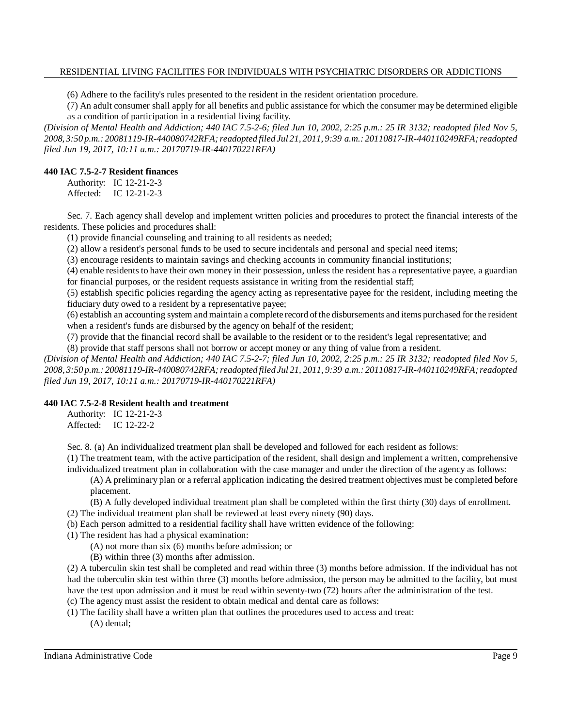(6) Adhere to the facility's rules presented to the resident in the resident orientation procedure.

(7) An adult consumer shall apply for all benefits and public assistance for which the consumer may be determined eligible as a condition of participation in a residential living facility.

*(Division of Mental Health and Addiction; 440 IAC 7.5-2-6; filed Jun 10, 2002, 2:25 p.m.: 25 IR 3132; readopted filed Nov 5, 2008, 3:50 p.m.: 20081119-IR-440080742RFA; readopted filed Jul 21, 2011, 9:39 a.m.: 20110817-IR-440110249RFA; readopted filed Jun 19, 2017, 10:11 a.m.: 20170719-IR-440170221RFA)*

**440 IAC 7.5-2-7 Resident finances**

Authority: IC 12-21-2-3
Affected: IC 12-21-2-3

Sec. 7. Each agency shall develop and implement written policies and procedures to protect the financial interests of the residents. These policies and procedures shall:

(1) provide financial counseling and training to all residents as needed;

(2) allow a resident's personal funds to be used to secure incidentals and personal and special need items;

(3) encourage residents to maintain savings and checking accounts in community financial institutions;

(4) enable residents to have their own money in their possession, unless the resident has a representative payee, a guardian for financial purposes, or the resident requests assistance in writing from the residential staff;

(5) establish specific policies regarding the agency acting as representative payee for the resident, including meeting the fiduciary duty owed to a resident by a representative payee;

(6) establish an accounting system and maintain a complete record of the disbursements and items purchased for the resident when a resident's funds are disbursed by the agency on behalf of the resident;

(7) provide that the financial record shall be available to the resident or to the resident's legal representative; and

(8) provide that staff persons shall not borrow or accept money or any thing of value from a resident.

*(Division of Mental Health and Addiction; 440 IAC 7.5-2-7; filed Jun 10, 2002, 2:25 p.m.: 25 IR 3132; readopted filed Nov 5, 2008, 3:50 p.m.: 20081119-IR-440080742RFA; readopted filed Jul 21, 2011, 9:39 a.m.: 20110817-IR-440110249RFA; readopted filed Jun 19, 2017, 10:11 a.m.: 20170719-IR-440170221RFA)*

**440 IAC 7.5-2-8 Resident health and treatment**

Authority: IC 12-21-2-3
Affected: IC 12-22-2

Sec. 8. (a) An individualized treatment plan shall be developed and followed for each resident as follows:

(1) The treatment team, with the active participation of the resident, shall design and implement a written, comprehensive individualized treatment plan in collaboration with the case manager and under the direction of the agency as follows:

(A) A preliminary plan or a referral application indicating the desired treatment objectives must be completed before placement.

(B) A fully developed individual treatment plan shall be completed within the first thirty (30) days of enrollment.

(2) The individual treatment plan shall be reviewed at least every ninety (90) days.

(b) Each person admitted to a residential facility shall have written evidence of the following:

(1) The resident has had a physical examination:

(A) not more than six (6) months before admission; or

(B) within three (3) months after admission.

(2) A tuberculin skin test shall be completed and read within three (3) months before admission. If the individual has not had the tuberculin skin test within three (3) months before admission, the person may be admitted to the facility, but must have the test upon admission and it must be read within seventy-two (72) hours after the administration of the test.

(c) The agency must assist the resident to obtain medical and dental care as follows:

(1) The facility shall have a written plan that outlines the procedures used to access and treat:

(A) dental;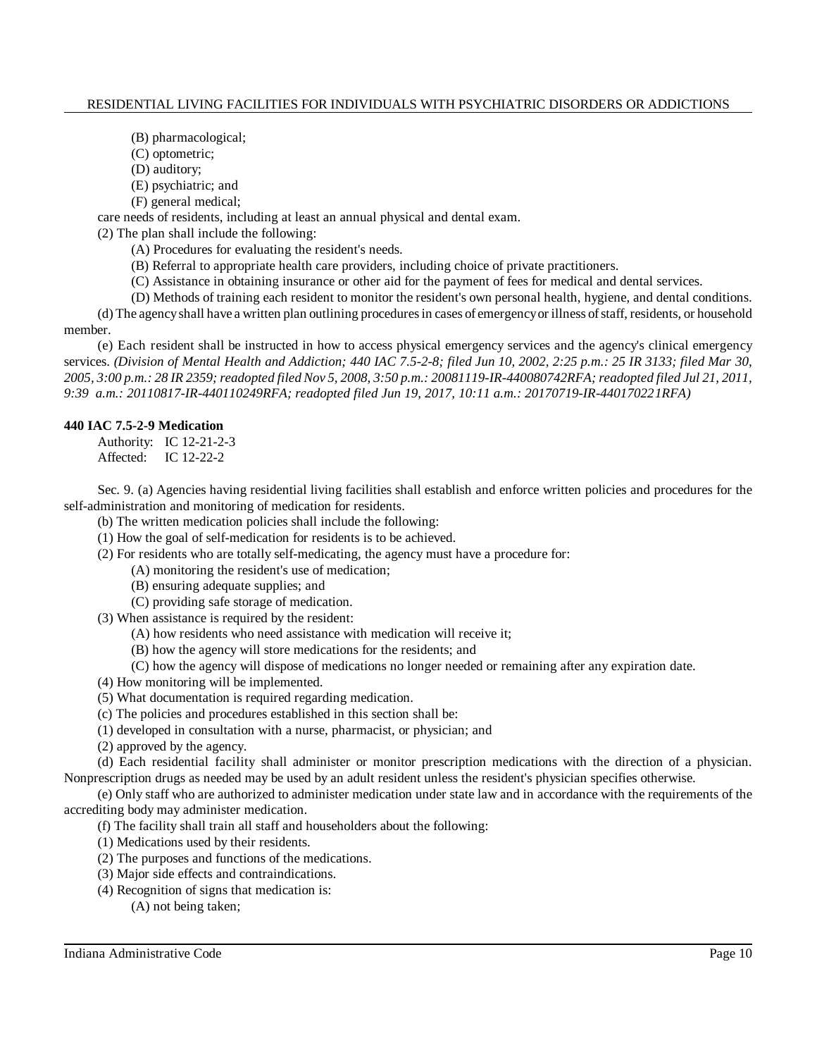(B) pharmacological;

(C) optometric;

(D) auditory;

(E) psychiatric; and

(F) general medical;

care needs of residents, including at least an annual physical and dental exam.

(2) The plan shall include the following:

(A) Procedures for evaluating the resident's needs.

(B) Referral to appropriate health care providers, including choice of private practitioners.

(C) Assistance in obtaining insurance or other aid for the payment of fees for medical and dental services.

(D) Methods of training each resident to monitor the resident's own personal health, hygiene, and dental conditions.

(d) The agency shall have a written plan outlining procedures in cases of emergency or illness of staff, residents, or household member.

(e) Each resident shall be instructed in how to access physical emergency services and the agency's clinical emergency services. *(Division of Mental Health and Addiction; 440 IAC 7.5-2-8; filed Jun 10, 2002, 2:25 p.m.: 25 IR 3133; filed Mar 30, 2005, 3:00 p.m.: 28 IR 2359; readopted filed Nov 5, 2008, 3:50 p.m.: 20081119-IR-440080742RFA; readopted filed Jul 21, 2011, 9:39 a.m.: 20110817-IR-440110249RFA; readopted filed Jun 19, 2017, 10:11 a.m.: 20170719-IR-440170221RFA)*

**440 IAC 7.5-2-9 Medication**

Authority: IC 12-21-2-3
Affected: IC 12-22-2

Sec. 9. (a) Agencies having residential living facilities shall establish and enforce written policies and procedures for the self-administration and monitoring of medication for residents.

(b) The written medication policies shall include the following:

(1) How the goal of self-medication for residents is to be achieved.

(2) For residents who are totally self-medicating, the agency must have a procedure for:

(A) monitoring the resident's use of medication;

(B) ensuring adequate supplies; and

(C) providing safe storage of medication.

(3) When assistance is required by the resident:

(A) how residents who need assistance with medication will receive it;

(B) how the agency will store medications for the residents; and

(C) how the agency will dispose of medications no longer needed or remaining after any expiration date.

(4) How monitoring will be implemented.

(5) What documentation is required regarding medication.

(c) The policies and procedures established in this section shall be:

(1) developed in consultation with a nurse, pharmacist, or physician; and

(2) approved by the agency.

(d) Each residential facility shall administer or monitor prescription medications with the direction of a physician. Nonprescription drugs as needed may be used by an adult resident unless the resident's physician specifies otherwise.

(e) Only staff who are authorized to administer medication under state law and in accordance with the requirements of the accrediting body may administer medication.

(f) The facility shall train all staff and householders about the following:

(1) Medications used by their residents.

(2) The purposes and functions of the medications.

(3) Major side effects and contraindications.

(4) Recognition of signs that medication is:

(A) not being taken;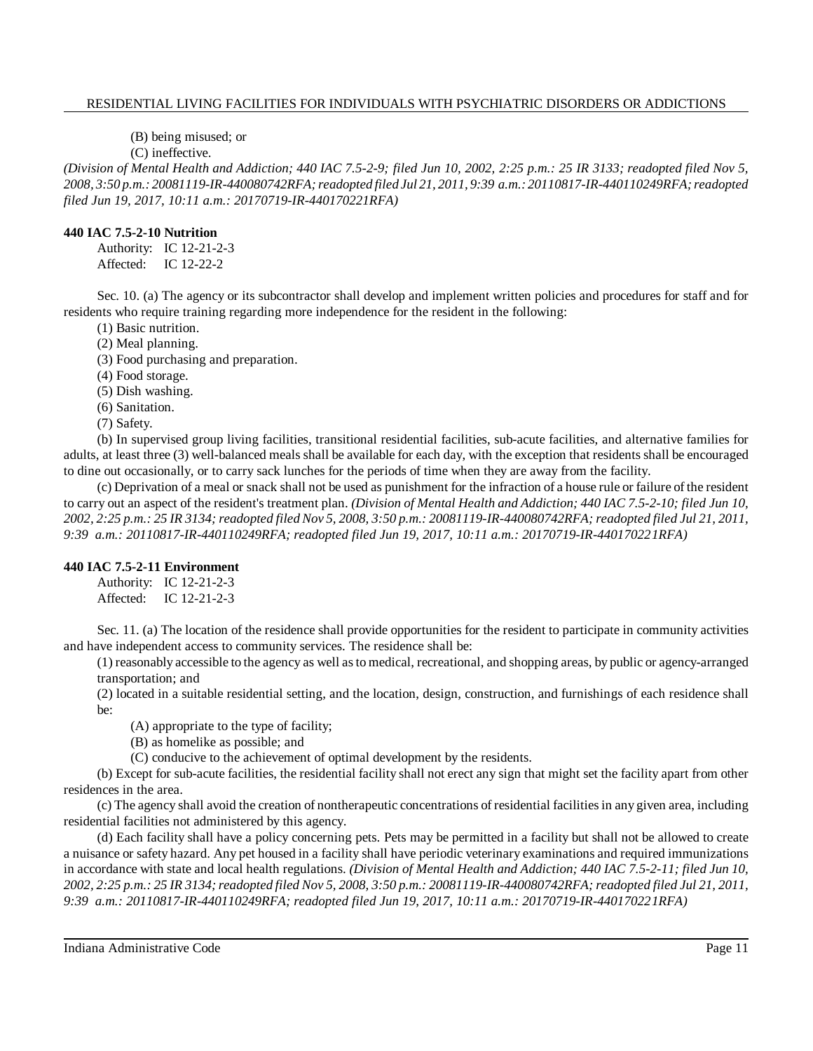(B) being misused; or

(C) ineffective.

*(Division of Mental Health and Addiction; 440 IAC 7.5-2-9; filed Jun 10, 2002, 2:25 p.m.: 25 IR 3133; readopted filed Nov 5, 2008, 3:50 p.m.: 20081119-IR-440080742RFA; readopted filed Jul 21, 2011, 9:39 a.m.: 20110817-IR-440110249RFA; readopted filed Jun 19, 2017, 10:11 a.m.: 20170719-IR-440170221RFA)*

**440 IAC 7.5-2-10 Nutrition**

Authority: IC 12-21-2-3
Affected: IC 12-22-2

Sec. 10. (a) The agency or its subcontractor shall develop and implement written policies and procedures for staff and for residents who require training regarding more independence for the resident in the following:

(1) Basic nutrition.
(2) Meal planning.
(3) Food purchasing and preparation.
(4) Food storage.
(5) Dish washing.
(6) Sanitation.
(7) Safety.

(b) In supervised group living facilities, transitional residential facilities, sub-acute facilities, and alternative families for adults, at least three (3) well-balanced meals shall be available for each day, with the exception that residents shall be encouraged to dine out occasionally, or to carry sack lunches for the periods of time when they are away from the facility.

(c) Deprivation of a meal or snack shall not be used as punishment for the infraction of a house rule or failure of the resident to carry out an aspect of the resident's treatment plan. *(Division of Mental Health and Addiction; 440 IAC 7.5-2-10; filed Jun 10, 2002, 2:25 p.m.: 25 IR 3134; readopted filed Nov 5, 2008, 3:50 p.m.: 20081119-IR-440080742RFA; readopted filed Jul 21, 2011, 9:39 a.m.: 20110817-IR-440110249RFA; readopted filed Jun 19, 2017, 10:11 a.m.: 20170719-IR-440170221RFA)*

**440 IAC 7.5-2-11 Environment**

Authority: IC 12-21-2-3
Affected: IC 12-21-2-3

Sec. 11. (a) The location of the residence shall provide opportunities for the resident to participate in community activities and have independent access to community services. The residence shall be:

(1) reasonably accessible to the agency as well as to medical, recreational, and shopping areas, by public or agency-arranged transportation; and

(2) located in a suitable residential setting, and the location, design, construction, and furnishings of each residence shall be:

(A) appropriate to the type of facility;
(B) as homelike as possible; and
(C) conducive to the achievement of optimal development by the residents.

(b) Except for sub-acute facilities, the residential facility shall not erect any sign that might set the facility apart from other residences in the area.

(c) The agency shall avoid the creation of nontherapeutic concentrations of residential facilities in any given area, including residential facilities not administered by this agency.

(d) Each facility shall have a policy concerning pets. Pets may be permitted in a facility but shall not be allowed to create a nuisance or safety hazard. Any pet housed in a facility shall have periodic veterinary examinations and required immunizations in accordance with state and local health regulations. *(Division of Mental Health and Addiction; 440 IAC 7.5-2-11; filed Jun 10, 2002, 2:25 p.m.: 25 IR 3134; readopted filed Nov 5, 2008, 3:50 p.m.: 20081119-IR-440080742RFA; readopted filed Jul 21, 2011, 9:39 a.m.: 20110817-IR-440110249RFA; readopted filed Jun 19, 2017, 10:11 a.m.: 20170719-IR-440170221RFA)*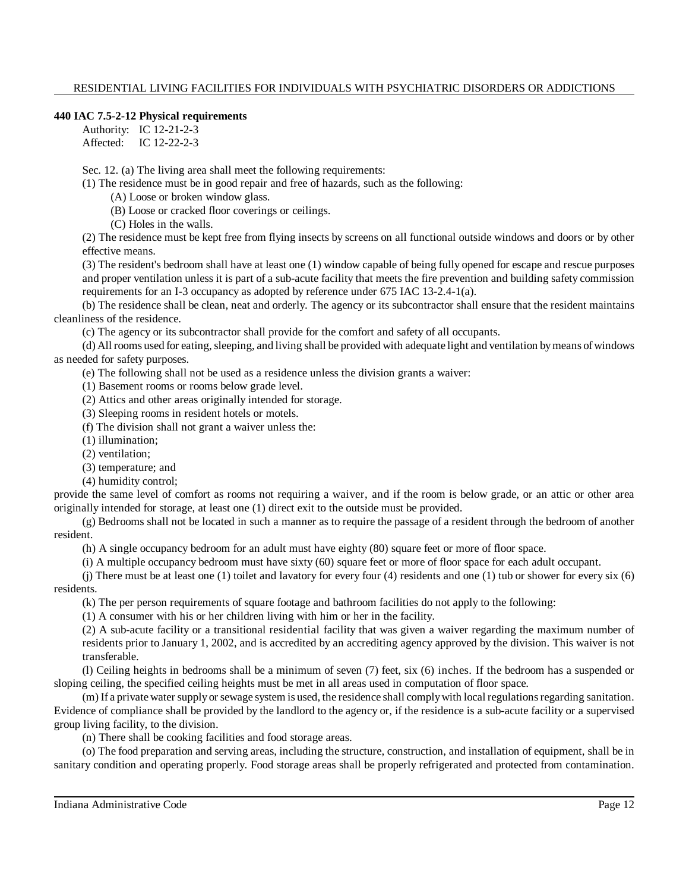### 440 IAC 7.5-2-12 Physical requirements

Authority: IC 12-21-2-3
Affected: IC 12-22-2-3

Sec. 12. (a) The living area shall meet the following requirements:

(1) The residence must be in good repair and free of hazards, such as the following:

(A) Loose or broken window glass.

(B) Loose or cracked floor coverings or ceilings.

(C) Holes in the walls.

(2) The residence must be kept free from flying insects by screens on all functional outside windows and doors or by other effective means.

(3) The resident's bedroom shall have at least one (1) window capable of being fully opened for escape and rescue purposes and proper ventilation unless it is part of a sub-acute facility that meets the fire prevention and building safety commission requirements for an I-3 occupancy as adopted by reference under 675 IAC 13-2.4-1(a).

(b) The residence shall be clean, neat and orderly. The agency or its subcontractor shall ensure that the resident maintains cleanliness of the residence.

(c) The agency or its subcontractor shall provide for the comfort and safety of all occupants.

(d) All rooms used for eating, sleeping, and living shall be provided with adequate light and ventilation by means of windows as needed for safety purposes.

(e) The following shall not be used as a residence unless the division grants a waiver:

(1) Basement rooms or rooms below grade level.

(2) Attics and other areas originally intended for storage.

(3) Sleeping rooms in resident hotels or motels.

(f) The division shall not grant a waiver unless the:

(1) illumination;

(2) ventilation;

(3) temperature; and

(4) humidity control;

provide the same level of comfort as rooms not requiring a waiver, and if the room is below grade, or an attic or other area originally intended for storage, at least one (1) direct exit to the outside must be provided.

(g) Bedrooms shall not be located in such a manner as to require the passage of a resident through the bedroom of another resident.

(h) A single occupancy bedroom for an adult must have eighty (80) square feet or more of floor space.

(i) A multiple occupancy bedroom must have sixty (60) square feet or more of floor space for each adult occupant.

(j) There must be at least one (1) toilet and lavatory for every four (4) residents and one (1) tub or shower for every six (6) residents.

(k) The per person requirements of square footage and bathroom facilities do not apply to the following:

(1) A consumer with his or her children living with him or her in the facility.

(2) A sub-acute facility or a transitional residential facility that was given a waiver regarding the maximum number of residents prior to January 1, 2002, and is accredited by an accrediting agency approved by the division. This waiver is not transferable.

(l) Ceiling heights in bedrooms shall be a minimum of seven (7) feet, six (6) inches. If the bedroom has a suspended or sloping ceiling, the specified ceiling heights must be met in all areas used in computation of floor space.

(m) If a private water supply or sewage system is used, the residence shall comply with local regulations regarding sanitation. Evidence of compliance shall be provided by the landlord to the agency or, if the residence is a sub-acute facility or a supervised group living facility, to the division.

(n) There shall be cooking facilities and food storage areas.

(o) The food preparation and serving areas, including the structure, construction, and installation of equipment, shall be in sanitary condition and operating properly. Food storage areas shall be properly refrigerated and protected from contamination.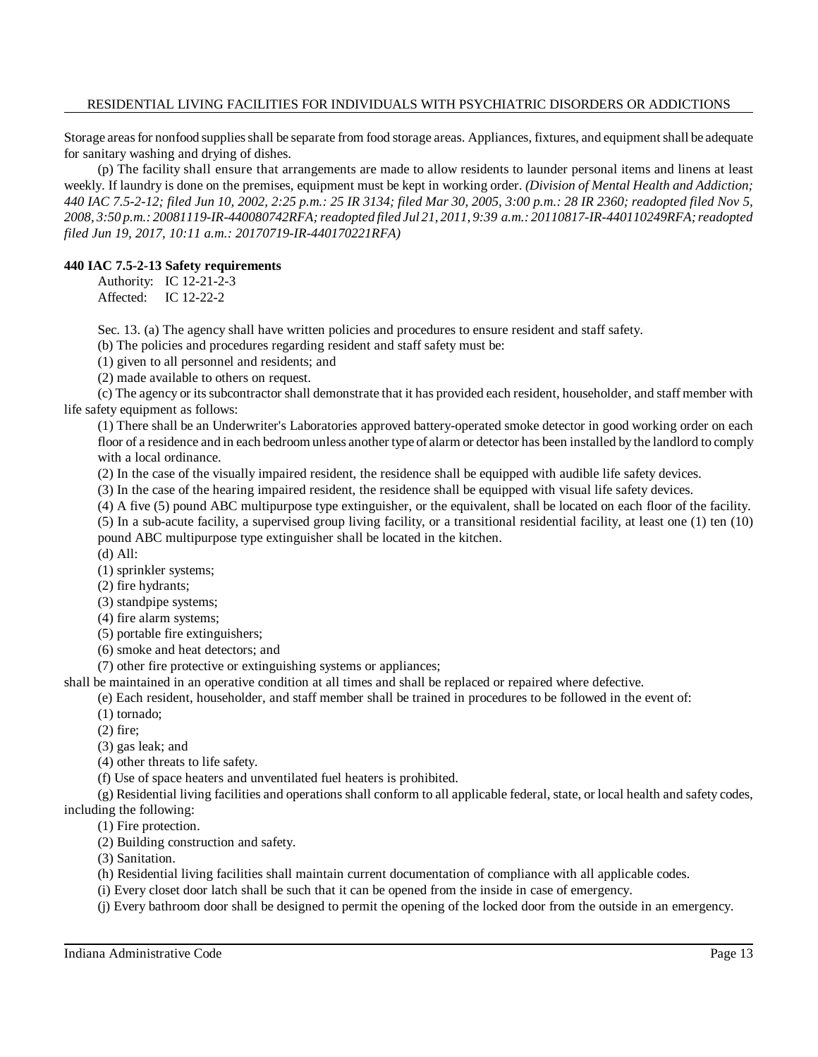Storage areas for nonfood supplies shall be separate from food storage areas. Appliances, fixtures, and equipment shall be adequate for sanitary washing and drying of dishes.

(p) The facility shall ensure that arrangements are made to allow residents to launder personal items and linens at least weekly. If laundry is done on the premises, equipment must be kept in working order. *(Division of Mental Health and Addiction; 440 IAC 7.5-2-12; filed Jun 10, 2002, 2:25 p.m.: 25 IR 3134; filed Mar 30, 2005, 3:00 p.m.: 28 IR 2360; readopted filed Nov 5, 2008, 3:50 p.m.: 20081119-IR-440080742RFA; readopted filed Jul 21, 2011, 9:39 a.m.: 20110817-IR-440110249RFA; readopted filed Jun 19, 2017, 10:11 a.m.: 20170719-IR-440170221RFA)*

**440 IAC 7.5-2-13 Safety requirements**

Authority: IC 12-21-2-3
Affected: IC 12-22-2

Sec. 13. (a) The agency shall have written policies and procedures to ensure resident and staff safety.

(b) The policies and procedures regarding resident and staff safety must be:

(1) given to all personnel and residents; and

(2) made available to others on request.

(c) The agency or its subcontractor shall demonstrate that it has provided each resident, householder, and staff member with life safety equipment as follows:

(1) There shall be an Underwriter's Laboratories approved battery-operated smoke detector in good working order on each floor of a residence and in each bedroom unless another type of alarm or detector has been installed by the landlord to comply with a local ordinance.

(2) In the case of the visually impaired resident, the residence shall be equipped with audible life safety devices.

(3) In the case of the hearing impaired resident, the residence shall be equipped with visual life safety devices.

(4) A five (5) pound ABC multipurpose type extinguisher, or the equivalent, shall be located on each floor of the facility.

(5) In a sub-acute facility, a supervised group living facility, or a transitional residential facility, at least one (1) ten (10) pound ABC multipurpose type extinguisher shall be located in the kitchen.

(d) All:

(1) sprinkler systems;

(2) fire hydrants;

(3) standpipe systems;

(4) fire alarm systems;

(5) portable fire extinguishers;

(6) smoke and heat detectors; and

(7) other fire protective or extinguishing systems or appliances;

shall be maintained in an operative condition at all times and shall be replaced or repaired where defective.

(e) Each resident, householder, and staff member shall be trained in procedures to be followed in the event of:

(1) tornado;

(2) fire;

(3) gas leak; and

(4) other threats to life safety.

(f) Use of space heaters and unventilated fuel heaters is prohibited.

(g) Residential living facilities and operations shall conform to all applicable federal, state, or local health and safety codes, including the following:

(1) Fire protection.

(2) Building construction and safety.

(3) Sanitation.

(h) Residential living facilities shall maintain current documentation of compliance with all applicable codes.

(i) Every closet door latch shall be such that it can be opened from the inside in case of emergency.

(j) Every bathroom door shall be designed to permit the opening of the locked door from the outside in an emergency.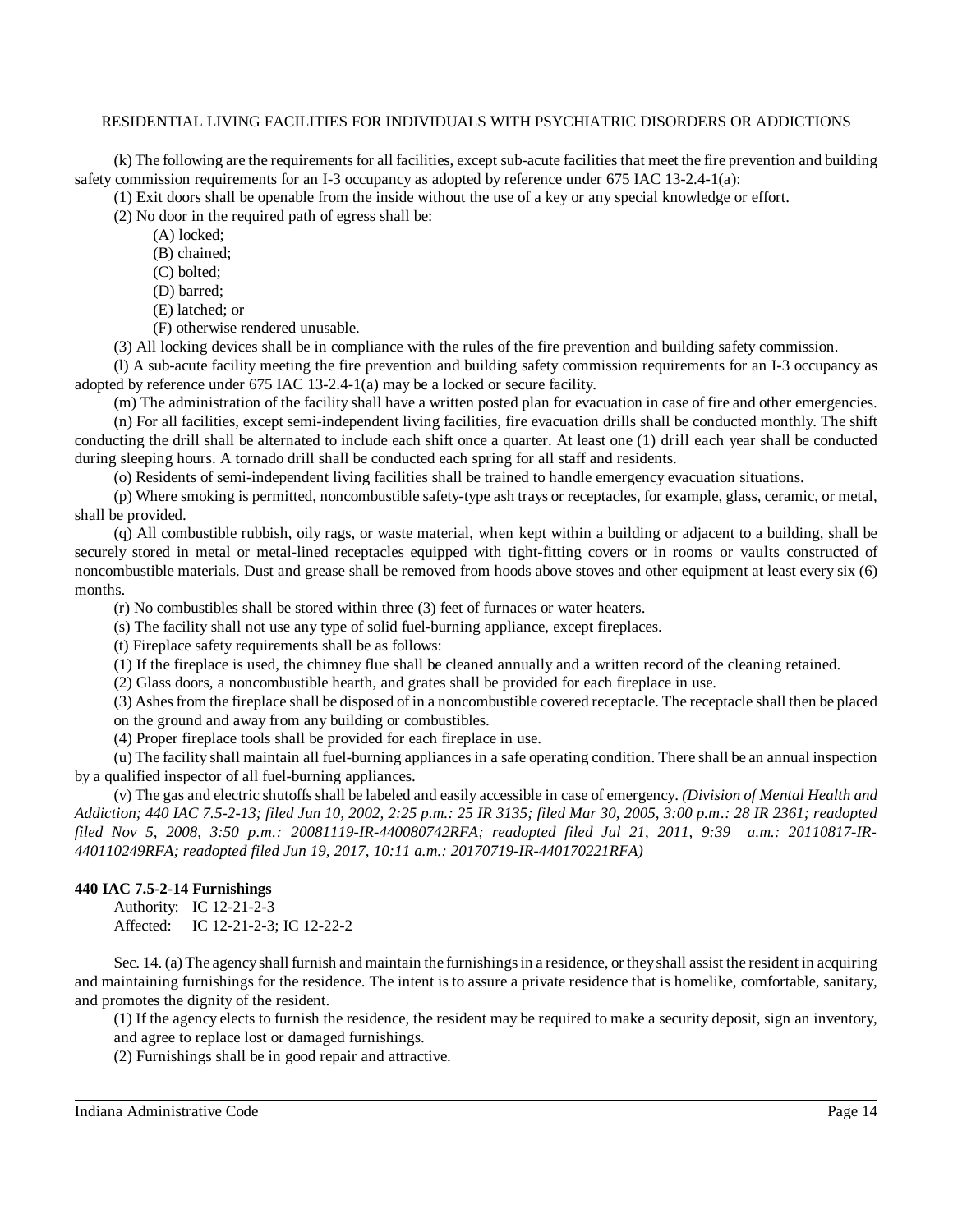(k) The following are the requirements for all facilities, except sub-acute facilities that meet the fire prevention and building safety commission requirements for an I-3 occupancy as adopted by reference under 675 IAC 13-2.4-1(a):

(1) Exit doors shall be openable from the inside without the use of a key or any special knowledge or effort.

(2) No door in the required path of egress shall be:

(A) locked;

(B) chained;

(C) bolted;

(D) barred;

(E) latched; or

(F) otherwise rendered unusable.

(3) All locking devices shall be in compliance with the rules of the fire prevention and building safety commission.

(l) A sub-acute facility meeting the fire prevention and building safety commission requirements for an I-3 occupancy as adopted by reference under 675 IAC 13-2.4-1(a) may be a locked or secure facility.

(m) The administration of the facility shall have a written posted plan for evacuation in case of fire and other emergencies.

(n) For all facilities, except semi-independent living facilities, fire evacuation drills shall be conducted monthly. The shift conducting the drill shall be alternated to include each shift once a quarter. At least one (1) drill each year shall be conducted during sleeping hours. A tornado drill shall be conducted each spring for all staff and residents.

(o) Residents of semi-independent living facilities shall be trained to handle emergency evacuation situations.

(p) Where smoking is permitted, noncombustible safety-type ash trays or receptacles, for example, glass, ceramic, or metal, shall be provided.

(q) All combustible rubbish, oily rags, or waste material, when kept within a building or adjacent to a building, shall be securely stored in metal or metal-lined receptacles equipped with tight-fitting covers or in rooms or vaults constructed of noncombustible materials. Dust and grease shall be removed from hoods above stoves and other equipment at least every six (6) months.

(r) No combustibles shall be stored within three (3) feet of furnaces or water heaters.

(s) The facility shall not use any type of solid fuel-burning appliance, except fireplaces.

(t) Fireplace safety requirements shall be as follows:

(1) If the fireplace is used, the chimney flue shall be cleaned annually and a written record of the cleaning retained.

(2) Glass doors, a noncombustible hearth, and grates shall be provided for each fireplace in use.

(3) Ashes from the fireplace shall be disposed of in a noncombustible covered receptacle. The receptacle shall then be placed on the ground and away from any building or combustibles.

(4) Proper fireplace tools shall be provided for each fireplace in use.

(u) The facility shall maintain all fuel-burning appliances in a safe operating condition. There shall be an annual inspection by a qualified inspector of all fuel-burning appliances.

(v) The gas and electric shutoffs shall be labeled and easily accessible in case of emergency. *(Division of Mental Health and Addiction; 440 IAC 7.5-2-13; filed Jun 10, 2002, 2:25 p.m.: 25 IR 3135; filed Mar 30, 2005, 3:00 p.m.: 28 IR 2361; readopted filed Nov 5, 2008, 3:50 p.m.: 20081119-IR-440080742RFA; readopted filed Jul 21, 2011, 9:39 a.m.: 20110817-IR-440110249RFA; readopted filed Jun 19, 2017, 10:11 a.m.: 20170719-IR-440170221RFA)*

**440 IAC 7.5-2-14 Furnishings**

Authority: IC 12-21-2-3
Affected: IC 12-21-2-3; IC 12-22-2

Sec. 14. (a) The agency shall furnish and maintain the furnishings in a residence, or they shall assist the resident in acquiring and maintaining furnishings for the residence. The intent is to assure a private residence that is homelike, comfortable, sanitary, and promotes the dignity of the resident.

(1) If the agency elects to furnish the residence, the resident may be required to make a security deposit, sign an inventory, and agree to replace lost or damaged furnishings.

(2) Furnishings shall be in good repair and attractive.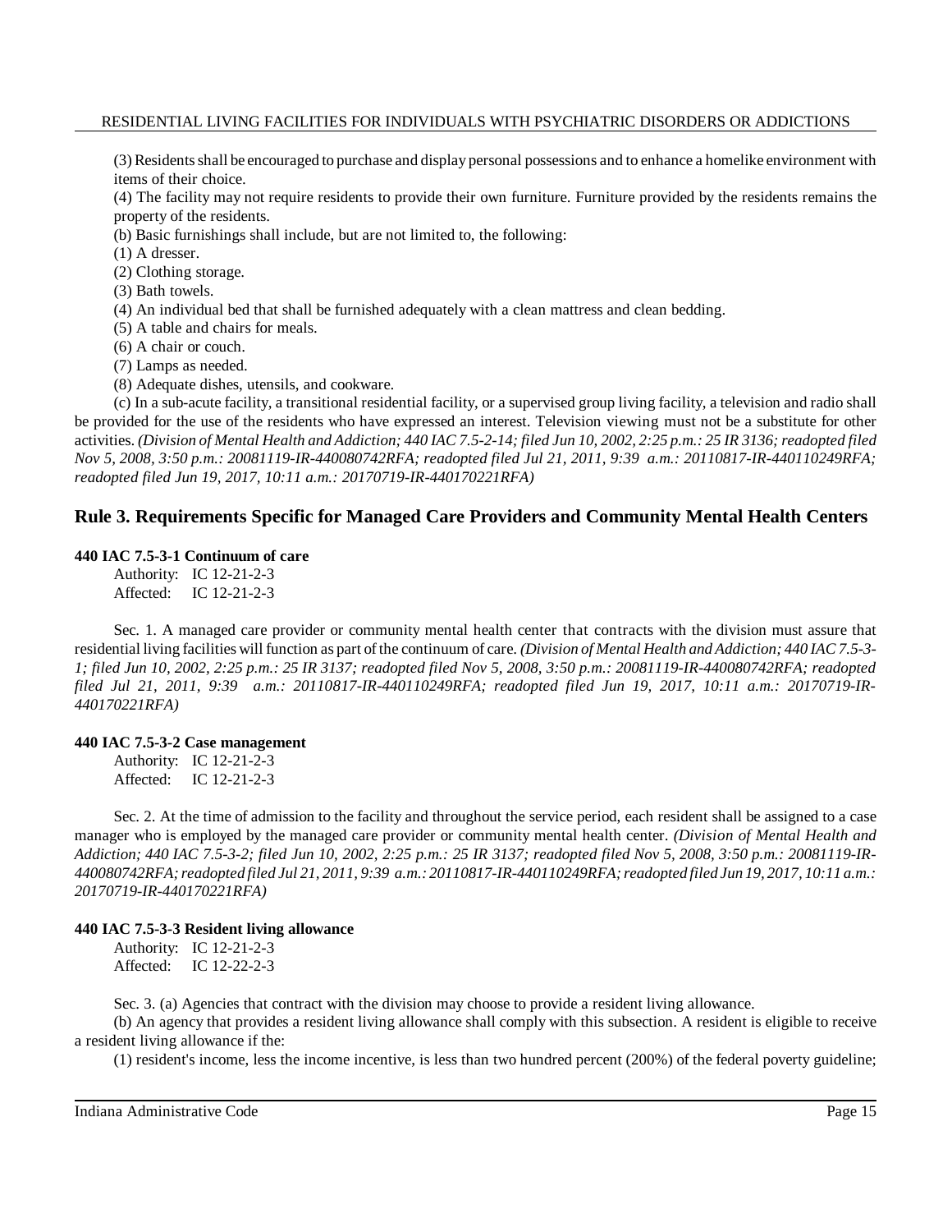(3) Residents shall be encouraged to purchase and display personal possessions and to enhance a homelike environment with items of their choice.

(4) The facility may not require residents to provide their own furniture. Furniture provided by the residents remains the property of the residents.

(b) Basic furnishings shall include, but are not limited to, the following:

(1) A dresser.

(2) Clothing storage.

(3) Bath towels.

(4) An individual bed that shall be furnished adequately with a clean mattress and clean bedding.

(5) A table and chairs for meals.

(6) A chair or couch.

(7) Lamps as needed.

(8) Adequate dishes, utensils, and cookware.

(c) In a sub-acute facility, a transitional residential facility, or a supervised group living facility, a television and radio shall be provided for the use of the residents who have expressed an interest. Television viewing must not be a substitute for other activities. *(Division of Mental Health and Addiction; 440 IAC 7.5-2-14; filed Jun 10, 2002, 2:25 p.m.: 25 IR 3136; readopted filed Nov 5, 2008, 3:50 p.m.: 20081119-IR-440080742RFA; readopted filed Jul 21, 2011, 9:39 a.m.: 20110817-IR-440110249RFA; readopted filed Jun 19, 2017, 10:11 a.m.: 20170719-IR-440170221RFA)*

## Rule 3. Requirements Specific for Managed Care Providers and Community Mental Health Centers

**440 IAC 7.5-3-1 Continuum of care**

Authority: IC 12-21-2-3
Affected: IC 12-21-2-3

Sec. 1. A managed care provider or community mental health center that contracts with the division must assure that residential living facilities will function as part of the continuum of care. *(Division of Mental Health and Addiction; 440 IAC 7.5-3-1; filed Jun 10, 2002, 2:25 p.m.: 25 IR 3137; readopted filed Nov 5, 2008, 3:50 p.m.: 20081119-IR-440080742RFA; readopted filed Jul 21, 2011, 9:39 a.m.: 20110817-IR-440110249RFA; readopted filed Jun 19, 2017, 10:11 a.m.: 20170719-IR-440170221RFA)*

**440 IAC 7.5-3-2 Case management**

Authority: IC 12-21-2-3
Affected: IC 12-21-2-3

Sec. 2. At the time of admission to the facility and throughout the service period, each resident shall be assigned to a case manager who is employed by the managed care provider or community mental health center. *(Division of Mental Health and Addiction; 440 IAC 7.5-3-2; filed Jun 10, 2002, 2:25 p.m.: 25 IR 3137; readopted filed Nov 5, 2008, 3:50 p.m.: 20081119-IR-440080742RFA; readopted filed Jul 21, 2011, 9:39 a.m.: 20110817-IR-440110249RFA; readopted filed Jun 19, 2017, 10:11 a.m.: 20170719-IR-440170221RFA)*

**440 IAC 7.5-3-3 Resident living allowance**

Authority: IC 12-21-2-3
Affected: IC 12-22-2-3

Sec. 3. (a) Agencies that contract with the division may choose to provide a resident living allowance.

(b) An agency that provides a resident living allowance shall comply with this subsection. A resident is eligible to receive a resident living allowance if the:

(1) resident's income, less the income incentive, is less than two hundred percent (200%) of the federal poverty guideline;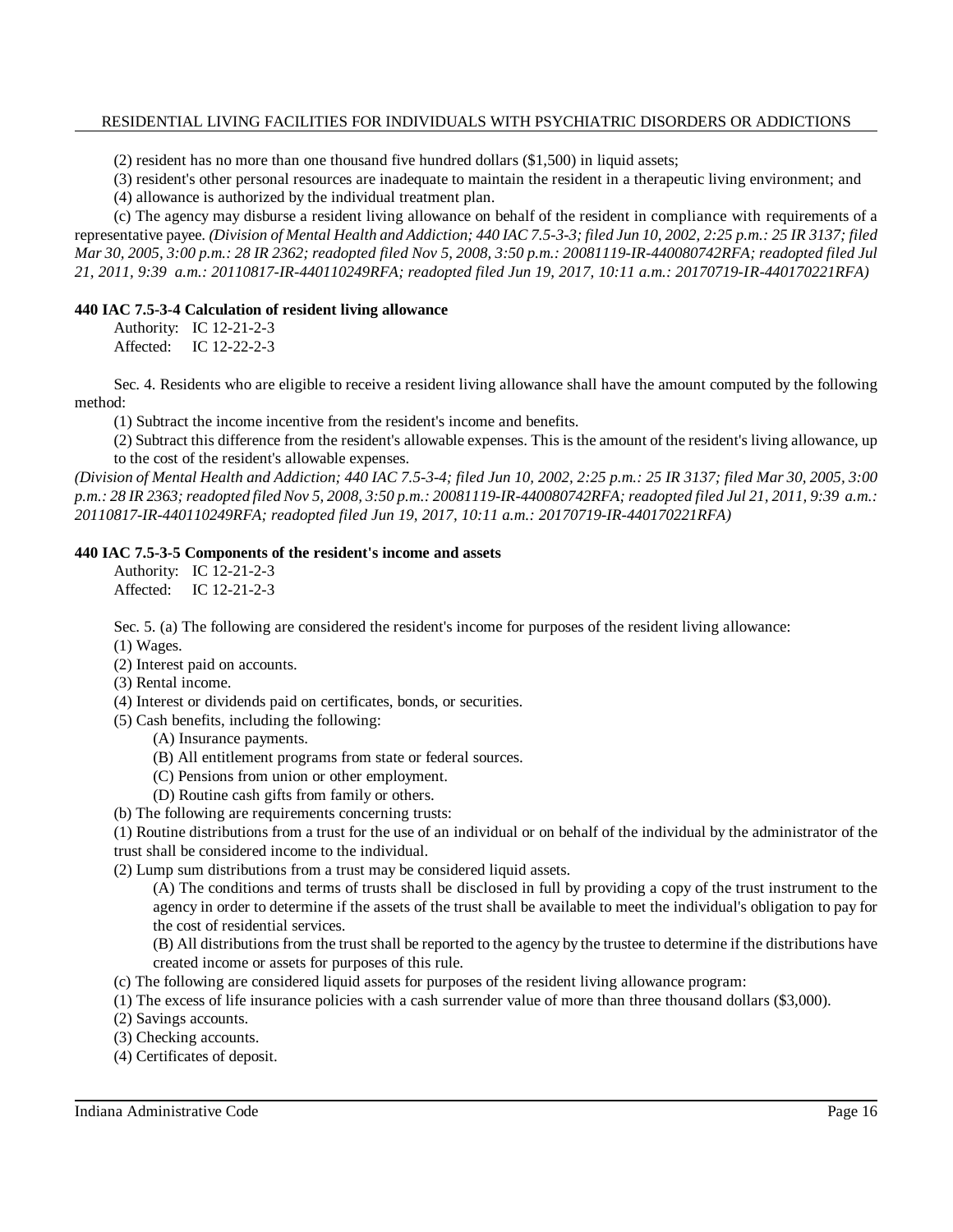(2) resident has no more than one thousand five hundred dollars ($1,500) in liquid assets;

(3) resident's other personal resources are inadequate to maintain the resident in a therapeutic living environment; and

(4) allowance is authorized by the individual treatment plan.

(c) The agency may disburse a resident living allowance on behalf of the resident in compliance with requirements of a representative payee. *(Division of Mental Health and Addiction; 440 IAC 7.5-3-3; filed Jun 10, 2002, 2:25 p.m.: 25 IR 3137; filed Mar 30, 2005, 3:00 p.m.: 28 IR 2362; readopted filed Nov 5, 2008, 3:50 p.m.: 20081119-IR-440080742RFA; readopted filed Jul 21, 2011, 9:39 a.m.: 20110817-IR-440110249RFA; readopted filed Jun 19, 2017, 10:11 a.m.: 20170719-IR-440170221RFA)*

**440 IAC 7.5-3-4 Calculation of resident living allowance**

Authority: IC 12-21-2-3
Affected: IC 12-22-2-3

Sec. 4. Residents who are eligible to receive a resident living allowance shall have the amount computed by the following method:

(1) Subtract the income incentive from the resident's income and benefits.

(2) Subtract this difference from the resident's allowable expenses. This is the amount of the resident's living allowance, up to the cost of the resident's allowable expenses.

*(Division of Mental Health and Addiction; 440 IAC 7.5-3-4; filed Jun 10, 2002, 2:25 p.m.: 25 IR 3137; filed Mar 30, 2005, 3:00 p.m.: 28 IR 2363; readopted filed Nov 5, 2008, 3:50 p.m.: 20081119-IR-440080742RFA; readopted filed Jul 21, 2011, 9:39 a.m.: 20110817-IR-440110249RFA; readopted filed Jun 19, 2017, 10:11 a.m.: 20170719-IR-440170221RFA)*

**440 IAC 7.5-3-5 Components of the resident's income and assets**

Authority: IC 12-21-2-3
Affected: IC 12-21-2-3

Sec. 5. (a) The following are considered the resident's income for purposes of the resident living allowance:

(1) Wages.

(2) Interest paid on accounts.

(3) Rental income.

(4) Interest or dividends paid on certificates, bonds, or securities.

(5) Cash benefits, including the following:

(A) Insurance payments.

(B) All entitlement programs from state or federal sources.

(C) Pensions from union or other employment.

(D) Routine cash gifts from family or others.

(b) The following are requirements concerning trusts:

(1) Routine distributions from a trust for the use of an individual or on behalf of the individual by the administrator of the trust shall be considered income to the individual.

(2) Lump sum distributions from a trust may be considered liquid assets.

(A) The conditions and terms of trusts shall be disclosed in full by providing a copy of the trust instrument to the agency in order to determine if the assets of the trust shall be available to meet the individual's obligation to pay for the cost of residential services.

(B) All distributions from the trust shall be reported to the agency by the trustee to determine if the distributions have created income or assets for purposes of this rule.

(c) The following are considered liquid assets for purposes of the resident living allowance program:

(1) The excess of life insurance policies with a cash surrender value of more than three thousand dollars ($3,000).

(2) Savings accounts.

(3) Checking accounts.

(4) Certificates of deposit.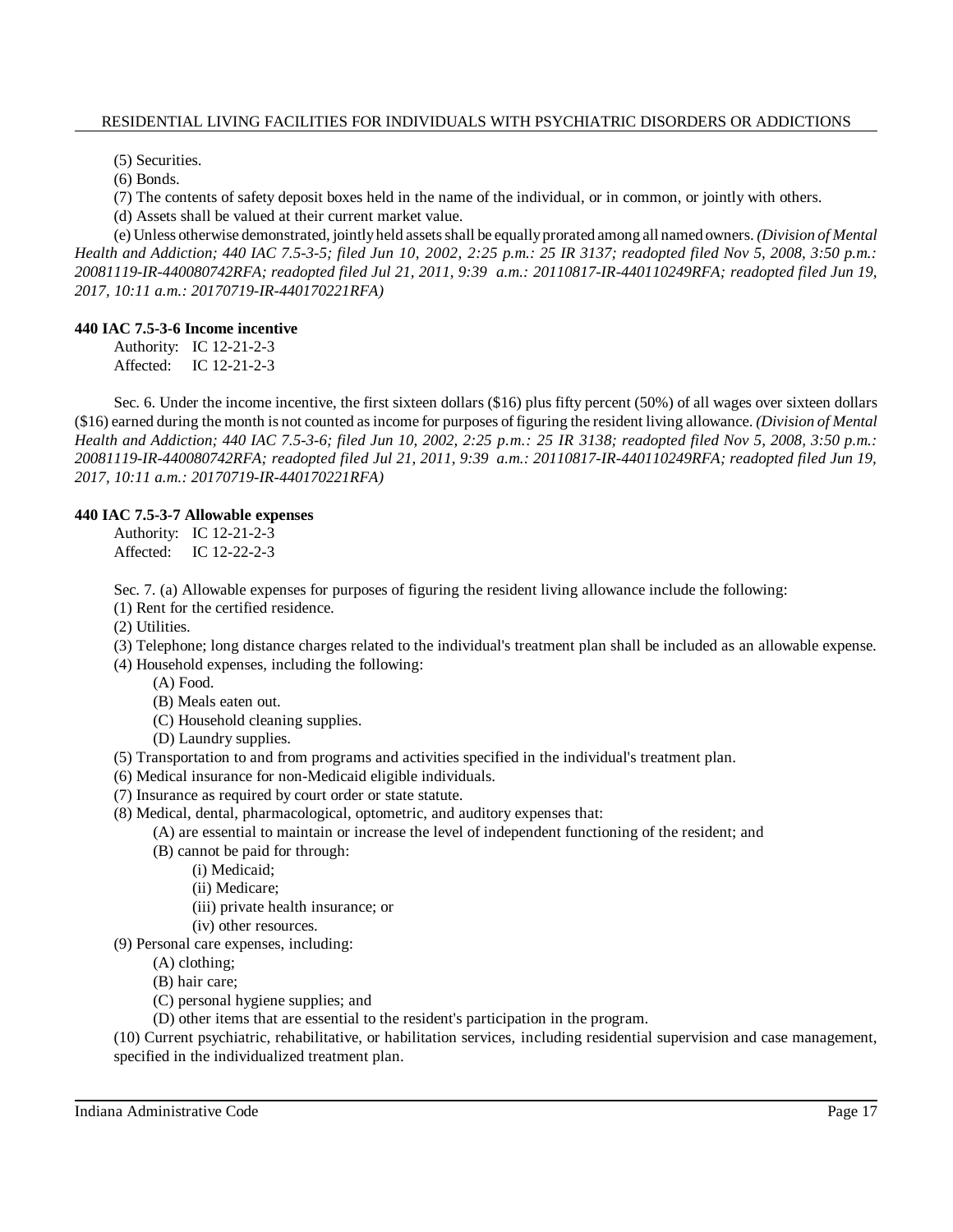(5) Securities.

(6) Bonds.

(7) The contents of safety deposit boxes held in the name of the individual, or in common, or jointly with others.

(d) Assets shall be valued at their current market value.

(e) Unless otherwise demonstrated, jointly held assets shall be equally prorated among all named owners. *(Division of Mental Health and Addiction; 440 IAC 7.5-3-5; filed Jun 10, 2002, 2:25 p.m.: 25 IR 3137; readopted filed Nov 5, 2008, 3:50 p.m.: 20081119-IR-440080742RFA; readopted filed Jul 21, 2011, 9:39 a.m.: 20110817-IR-440110249RFA; readopted filed Jun 19, 2017, 10:11 a.m.: 20170719-IR-440170221RFA)*

**440 IAC 7.5-3-6 Income incentive**

Authority: IC 12-21-2-3
Affected: IC 12-21-2-3

Sec. 6. Under the income incentive, the first sixteen dollars ($16) plus fifty percent (50%) of all wages over sixteen dollars ($16) earned during the month is not counted as income for purposes of figuring the resident living allowance. *(Division of Mental Health and Addiction; 440 IAC 7.5-3-6; filed Jun 10, 2002, 2:25 p.m.: 25 IR 3138; readopted filed Nov 5, 2008, 3:50 p.m.: 20081119-IR-440080742RFA; readopted filed Jul 21, 2011, 9:39 a.m.: 20110817-IR-440110249RFA; readopted filed Jun 19, 2017, 10:11 a.m.: 20170719-IR-440170221RFA)*

**440 IAC 7.5-3-7 Allowable expenses**

Authority: IC 12-21-2-3
Affected: IC 12-22-2-3

Sec. 7. (a) Allowable expenses for purposes of figuring the resident living allowance include the following:

(1) Rent for the certified residence.

(2) Utilities.

(3) Telephone; long distance charges related to the individual's treatment plan shall be included as an allowable expense.

(4) Household expenses, including the following:

- (A) Food.
- (B) Meals eaten out.
- (C) Household cleaning supplies.
- (D) Laundry supplies.

(5) Transportation to and from programs and activities specified in the individual's treatment plan.

(6) Medical insurance for non-Medicaid eligible individuals.

(7) Insurance as required by court order or state statute.

(8) Medical, dental, pharmacological, optometric, and auditory expenses that:

- (A) are essential to maintain or increase the level of independent functioning of the resident; and
- (B) cannot be paid for through:
  - (i) Medicaid;
  - (ii) Medicare;
  - (iii) private health insurance; or
  - (iv) other resources.

(9) Personal care expenses, including:

- (A) clothing;
- (B) hair care;
- (C) personal hygiene supplies; and
- (D) other items that are essential to the resident's participation in the program.

(10) Current psychiatric, rehabilitative, or habilitation services, including residential supervision and case management, specified in the individualized treatment plan.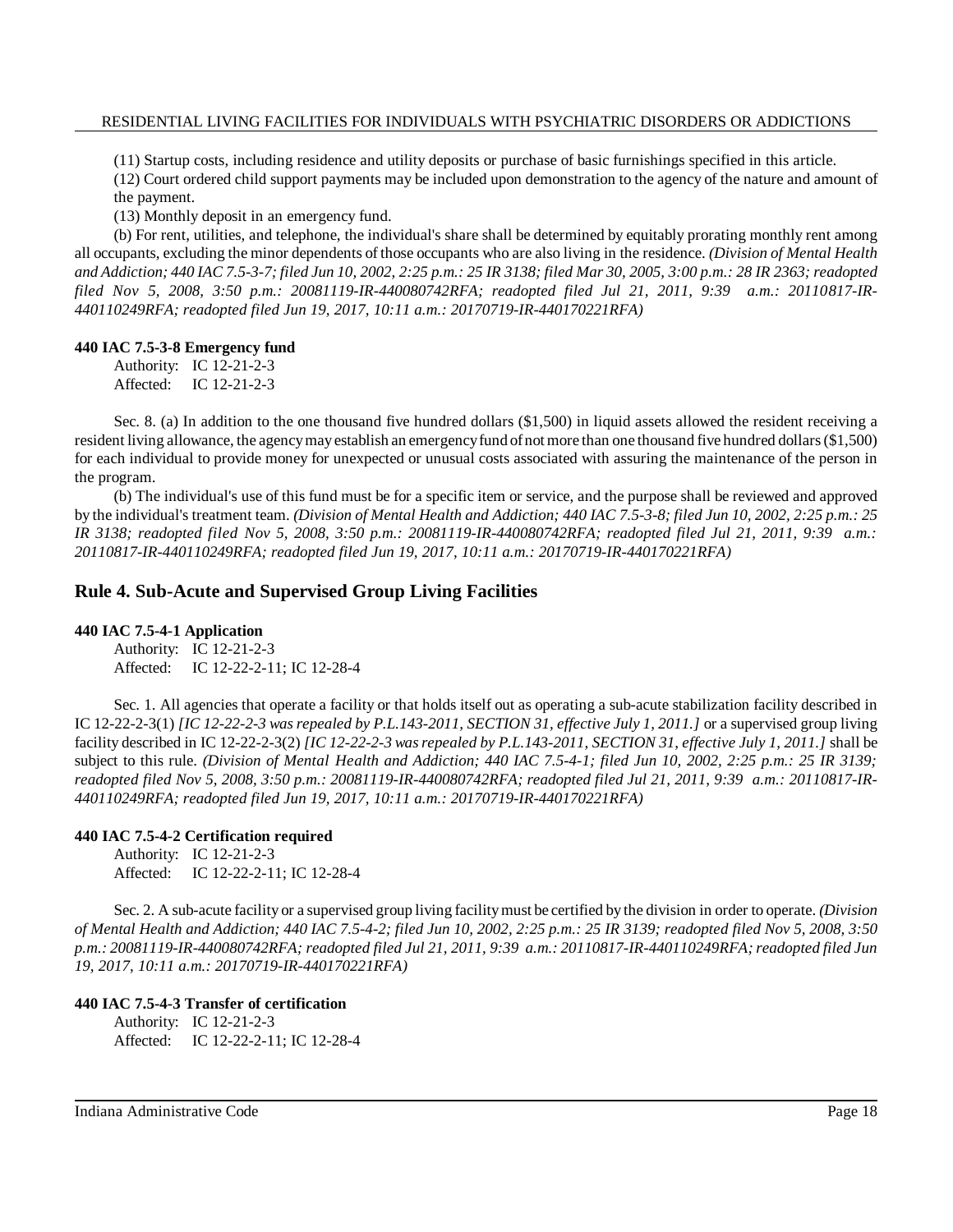(11) Startup costs, including residence and utility deposits or purchase of basic furnishings specified in this article.

(12) Court ordered child support payments may be included upon demonstration to the agency of the nature and amount of the payment.

(13) Monthly deposit in an emergency fund.

(b) For rent, utilities, and telephone, the individual's share shall be determined by equitably prorating monthly rent among all occupants, excluding the minor dependents of those occupants who are also living in the residence. *(Division of Mental Health and Addiction; 440 IAC 7.5-3-7; filed Jun 10, 2002, 2:25 p.m.: 25 IR 3138; filed Mar 30, 2005, 3:00 p.m.: 28 IR 2363; readopted filed Nov 5, 2008, 3:50 p.m.: 20081119-IR-440080742RFA; readopted filed Jul 21, 2011, 9:39 a.m.: 20110817-IR-440110249RFA; readopted filed Jun 19, 2017, 10:11 a.m.: 20170719-IR-440170221RFA)*

**440 IAC 7.5-3-8 Emergency fund**

Authority: IC 12-21-2-3
Affected: IC 12-21-2-3

Sec. 8. (a) In addition to the one thousand five hundred dollars ($1,500) in liquid assets allowed the resident receiving a resident living allowance, the agency may establish an emergency fund of not more than one thousand five hundred dollars ($1,500) for each individual to provide money for unexpected or unusual costs associated with assuring the maintenance of the person in the program.

(b) The individual's use of this fund must be for a specific item or service, and the purpose shall be reviewed and approved by the individual's treatment team. *(Division of Mental Health and Addiction; 440 IAC 7.5-3-8; filed Jun 10, 2002, 2:25 p.m.: 25 IR 3138; readopted filed Nov 5, 2008, 3:50 p.m.: 20081119-IR-440080742RFA; readopted filed Jul 21, 2011, 9:39 a.m.: 20110817-IR-440110249RFA; readopted filed Jun 19, 2017, 10:11 a.m.: 20170719-IR-440170221RFA)*

## Rule 4. Sub-Acute and Supervised Group Living Facilities

**440 IAC 7.5-4-1 Application**

Authority: IC 12-21-2-3
Affected: IC 12-22-2-11; IC 12-28-4

Sec. 1. All agencies that operate a facility or that holds itself out as operating a sub-acute stabilization facility described in IC 12-22-2-3(1) *[IC 12-22-2-3 was repealed by P.L.143-2011, SECTION 31, effective July 1, 2011.]* or a supervised group living facility described in IC 12-22-2-3(2) *[IC 12-22-2-3 was repealed by P.L.143-2011, SECTION 31, effective July 1, 2011.]* shall be subject to this rule. *(Division of Mental Health and Addiction; 440 IAC 7.5-4-1; filed Jun 10, 2002, 2:25 p.m.: 25 IR 3139; readopted filed Nov 5, 2008, 3:50 p.m.: 20081119-IR-440080742RFA; readopted filed Jul 21, 2011, 9:39 a.m.: 20110817-IR-440110249RFA; readopted filed Jun 19, 2017, 10:11 a.m.: 20170719-IR-440170221RFA)*

**440 IAC 7.5-4-2 Certification required**

Authority: IC 12-21-2-3
Affected: IC 12-22-2-11; IC 12-28-4

Sec. 2. A sub-acute facility or a supervised group living facility must be certified by the division in order to operate. *(Division of Mental Health and Addiction; 440 IAC 7.5-4-2; filed Jun 10, 2002, 2:25 p.m.: 25 IR 3139; readopted filed Nov 5, 2008, 3:50 p.m.: 20081119-IR-440080742RFA; readopted filed Jul 21, 2011, 9:39 a.m.: 20110817-IR-440110249RFA; readopted filed Jun 19, 2017, 10:11 a.m.: 20170719-IR-440170221RFA)*

**440 IAC 7.5-4-3 Transfer of certification**

Authority: IC 12-21-2-3
Affected: IC 12-22-2-11; IC 12-28-4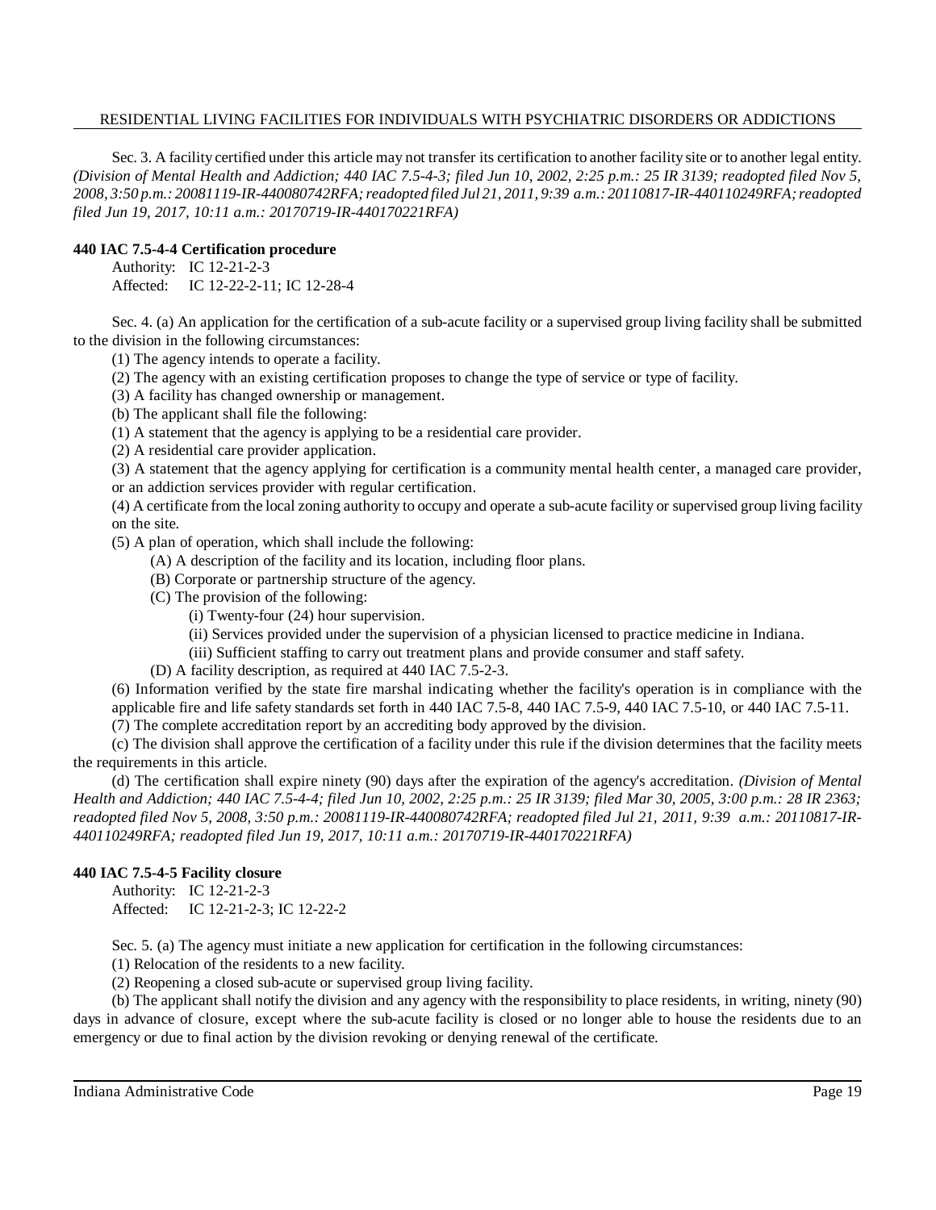Sec. 3. A facility certified under this article may not transfer its certification to another facility site or to another legal entity. *(Division of Mental Health and Addiction; 440 IAC 7.5-4-3; filed Jun 10, 2002, 2:25 p.m.: 25 IR 3139; readopted filed Nov 5, 2008, 3:50 p.m.: 20081119-IR-440080742RFA; readopted filed Jul 21, 2011, 9:39 a.m.: 20110817-IR-440110249RFA; readopted filed Jun 19, 2017, 10:11 a.m.: 20170719-IR-440170221RFA)*

**440 IAC 7.5-4-4 Certification procedure**

Authority: IC 12-21-2-3
Affected: IC 12-22-2-11; IC 12-28-4

Sec. 4. (a) An application for the certification of a sub-acute facility or a supervised group living facility shall be submitted to the division in the following circumstances:

(1) The agency intends to operate a facility.

(2) The agency with an existing certification proposes to change the type of service or type of facility.

(3) A facility has changed ownership or management.

(b) The applicant shall file the following:

(1) A statement that the agency is applying to be a residential care provider.

(2) A residential care provider application.

(3) A statement that the agency applying for certification is a community mental health center, a managed care provider, or an addiction services provider with regular certification.

(4) A certificate from the local zoning authority to occupy and operate a sub-acute facility or supervised group living facility on the site.

(5) A plan of operation, which shall include the following:

(A) A description of the facility and its location, including floor plans.

(B) Corporate or partnership structure of the agency.

(C) The provision of the following:

(i) Twenty-four (24) hour supervision.

(ii) Services provided under the supervision of a physician licensed to practice medicine in Indiana.

(iii) Sufficient staffing to carry out treatment plans and provide consumer and staff safety.

(D) A facility description, as required at 440 IAC 7.5-2-3.

(6) Information verified by the state fire marshal indicating whether the facility's operation is in compliance with the applicable fire and life safety standards set forth in 440 IAC 7.5-8, 440 IAC 7.5-9, 440 IAC 7.5-10, or 440 IAC 7.5-11.

(7) The complete accreditation report by an accrediting body approved by the division.

(c) The division shall approve the certification of a facility under this rule if the division determines that the facility meets the requirements in this article.

(d) The certification shall expire ninety (90) days after the expiration of the agency's accreditation. *(Division of Mental Health and Addiction; 440 IAC 7.5-4-4; filed Jun 10, 2002, 2:25 p.m.: 25 IR 3139; filed Mar 30, 2005, 3:00 p.m.: 28 IR 2363; readopted filed Nov 5, 2008, 3:50 p.m.: 20081119-IR-440080742RFA; readopted filed Jul 21, 2011, 9:39 a.m.: 20110817-IR-440110249RFA; readopted filed Jun 19, 2017, 10:11 a.m.: 20170719-IR-440170221RFA)*

**440 IAC 7.5-4-5 Facility closure**

Authority: IC 12-21-2-3
Affected: IC 12-21-2-3; IC 12-22-2

Sec. 5. (a) The agency must initiate a new application for certification in the following circumstances:

(1) Relocation of the residents to a new facility.

(2) Reopening a closed sub-acute or supervised group living facility.

(b) The applicant shall notify the division and any agency with the responsibility to place residents, in writing, ninety (90) days in advance of closure, except where the sub-acute facility is closed or no longer able to house the residents due to an emergency or due to final action by the division revoking or denying renewal of the certificate.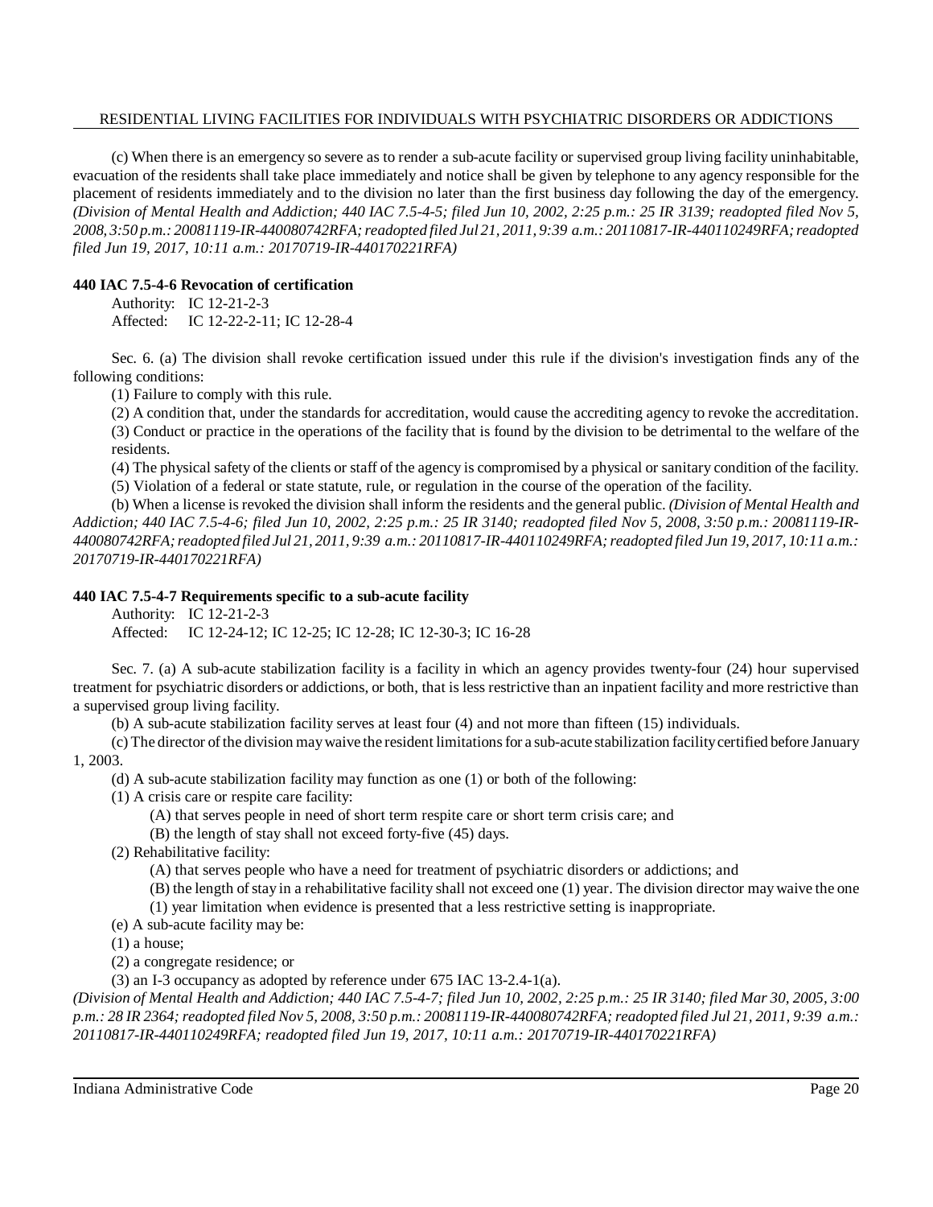(c) When there is an emergency so severe as to render a sub-acute facility or supervised group living facility uninhabitable, evacuation of the residents shall take place immediately and notice shall be given by telephone to any agency responsible for the placement of residents immediately and to the division no later than the first business day following the day of the emergency. *(Division of Mental Health and Addiction; 440 IAC 7.5-4-5; filed Jun 10, 2002, 2:25 p.m.: 25 IR 3139; readopted filed Nov 5, 2008, 3:50 p.m.: 20081119-IR-440080742RFA; readopted filed Jul 21, 2011, 9:39 a.m.: 20110817-IR-440110249RFA; readopted filed Jun 19, 2017, 10:11 a.m.: 20170719-IR-440170221RFA)*

**440 IAC 7.5-4-6 Revocation of certification**

Authority: IC 12-21-2-3
Affected: IC 12-22-2-11; IC 12-28-4

Sec. 6. (a) The division shall revoke certification issued under this rule if the division's investigation finds any of the following conditions:

(1) Failure to comply with this rule.

(2) A condition that, under the standards for accreditation, would cause the accrediting agency to revoke the accreditation.

(3) Conduct or practice in the operations of the facility that is found by the division to be detrimental to the welfare of the residents.

(4) The physical safety of the clients or staff of the agency is compromised by a physical or sanitary condition of the facility.

(5) Violation of a federal or state statute, rule, or regulation in the course of the operation of the facility.

(b) When a license is revoked the division shall inform the residents and the general public. *(Division of Mental Health and Addiction; 440 IAC 7.5-4-6; filed Jun 10, 2002, 2:25 p.m.: 25 IR 3140; readopted filed Nov 5, 2008, 3:50 p.m.: 20081119-IR-440080742RFA; readopted filed Jul 21, 2011, 9:39 a.m.: 20110817-IR-440110249RFA; readopted filed Jun 19, 2017, 10:11 a.m.: 20170719-IR-440170221RFA)*

**440 IAC 7.5-4-7 Requirements specific to a sub-acute facility**

Authority: IC 12-21-2-3
Affected: IC 12-24-12; IC 12-25; IC 12-28; IC 12-30-3; IC 16-28

Sec. 7. (a) A sub-acute stabilization facility is a facility in which an agency provides twenty-four (24) hour supervised treatment for psychiatric disorders or addictions, or both, that is less restrictive than an inpatient facility and more restrictive than a supervised group living facility.

(b) A sub-acute stabilization facility serves at least four (4) and not more than fifteen (15) individuals.

(c) The director of the division may waive the resident limitations for a sub-acute stabilization facility certified before January 1, 2003.

(d) A sub-acute stabilization facility may function as one (1) or both of the following:

(1) A crisis care or respite care facility:

(A) that serves people in need of short term respite care or short term crisis care; and

(B) the length of stay shall not exceed forty-five (45) days.

(2) Rehabilitative facility:

(A) that serves people who have a need for treatment of psychiatric disorders or addictions; and

(B) the length of stay in a rehabilitative facility shall not exceed one (1) year. The division director may waive the one (1) year limitation when evidence is presented that a less restrictive setting is inappropriate.

(e) A sub-acute facility may be:

(1) a house;

(2) a congregate residence; or

(3) an I-3 occupancy as adopted by reference under 675 IAC 13-2.4-1(a).

*(Division of Mental Health and Addiction; 440 IAC 7.5-4-7; filed Jun 10, 2002, 2:25 p.m.: 25 IR 3140; filed Mar 30, 2005, 3:00 p.m.: 28 IR 2364; readopted filed Nov 5, 2008, 3:50 p.m.: 20081119-IR-440080742RFA; readopted filed Jul 21, 2011, 9:39 a.m.: 20110817-IR-440110249RFA; readopted filed Jun 19, 2017, 10:11 a.m.: 20170719-IR-440170221RFA)*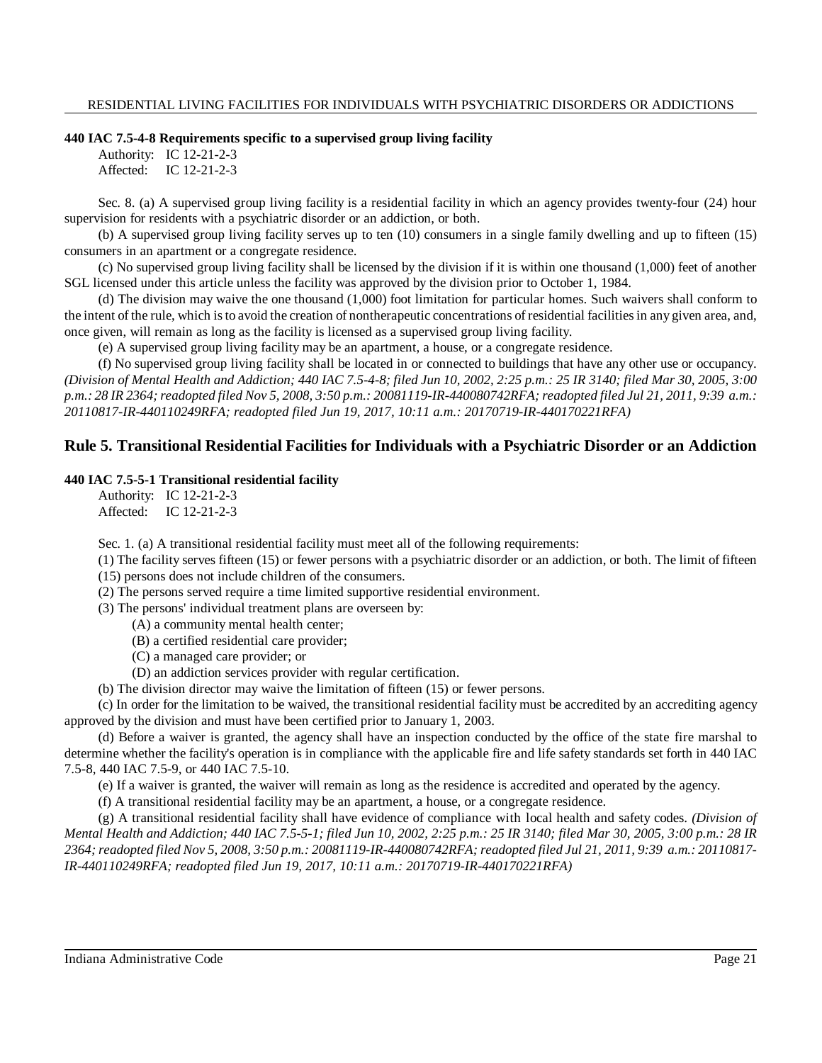**440 IAC 7.5-4-8 Requirements specific to a supervised group living facility**

Authority: IC 12-21-2-3
Affected: IC 12-21-2-3

Sec. 8. (a) A supervised group living facility is a residential facility in which an agency provides twenty-four (24) hour supervision for residents with a psychiatric disorder or an addiction, or both.

(b) A supervised group living facility serves up to ten (10) consumers in a single family dwelling and up to fifteen (15) consumers in an apartment or a congregate residence.

(c) No supervised group living facility shall be licensed by the division if it is within one thousand (1,000) feet of another SGL licensed under this article unless the facility was approved by the division prior to October 1, 1984.

(d) The division may waive the one thousand (1,000) foot limitation for particular homes. Such waivers shall conform to the intent of the rule, which is to avoid the creation of nontherapeutic concentrations of residential facilities in any given area, and, once given, will remain as long as the facility is licensed as a supervised group living facility.

(e) A supervised group living facility may be an apartment, a house, or a congregate residence.

(f) No supervised group living facility shall be located in or connected to buildings that have any other use or occupancy. *(Division of Mental Health and Addiction; 440 IAC 7.5-4-8; filed Jun 10, 2002, 2:25 p.m.: 25 IR 3140; filed Mar 30, 2005, 3:00 p.m.: 28 IR 2364; readopted filed Nov 5, 2008, 3:50 p.m.: 20081119-IR-440080742RFA; readopted filed Jul 21, 2011, 9:39 a.m.: 20110817-IR-440110249RFA; readopted filed Jun 19, 2017, 10:11 a.m.: 20170719-IR-440170221RFA)*

## Rule 5. Transitional Residential Facilities for Individuals with a Psychiatric Disorder or an Addiction

**440 IAC 7.5-5-1 Transitional residential facility**

Authority: IC 12-21-2-3
Affected: IC 12-21-2-3

Sec. 1. (a) A transitional residential facility must meet all of the following requirements:

(1) The facility serves fifteen (15) or fewer persons with a psychiatric disorder or an addiction, or both. The limit of fifteen (15) persons does not include children of the consumers.

(2) The persons served require a time limited supportive residential environment.

(3) The persons' individual treatment plans are overseen by:

(A) a community mental health center;

(B) a certified residential care provider;

(C) a managed care provider; or

(D) an addiction services provider with regular certification.

(b) The division director may waive the limitation of fifteen (15) or fewer persons.

(c) In order for the limitation to be waived, the transitional residential facility must be accredited by an accrediting agency approved by the division and must have been certified prior to January 1, 2003.

(d) Before a waiver is granted, the agency shall have an inspection conducted by the office of the state fire marshal to determine whether the facility's operation is in compliance with the applicable fire and life safety standards set forth in 440 IAC 7.5-8, 440 IAC 7.5-9, or 440 IAC 7.5-10.

(e) If a waiver is granted, the waiver will remain as long as the residence is accredited and operated by the agency.

(f) A transitional residential facility may be an apartment, a house, or a congregate residence.

(g) A transitional residential facility shall have evidence of compliance with local health and safety codes. *(Division of Mental Health and Addiction; 440 IAC 7.5-5-1; filed Jun 10, 2002, 2:25 p.m.: 25 IR 3140; filed Mar 30, 2005, 3:00 p.m.: 28 IR 2364; readopted filed Nov 5, 2008, 3:50 p.m.: 20081119-IR-440080742RFA; readopted filed Jul 21, 2011, 9:39 a.m.: 20110817-IR-440110249RFA; readopted filed Jun 19, 2017, 10:11 a.m.: 20170719-IR-440170221RFA)*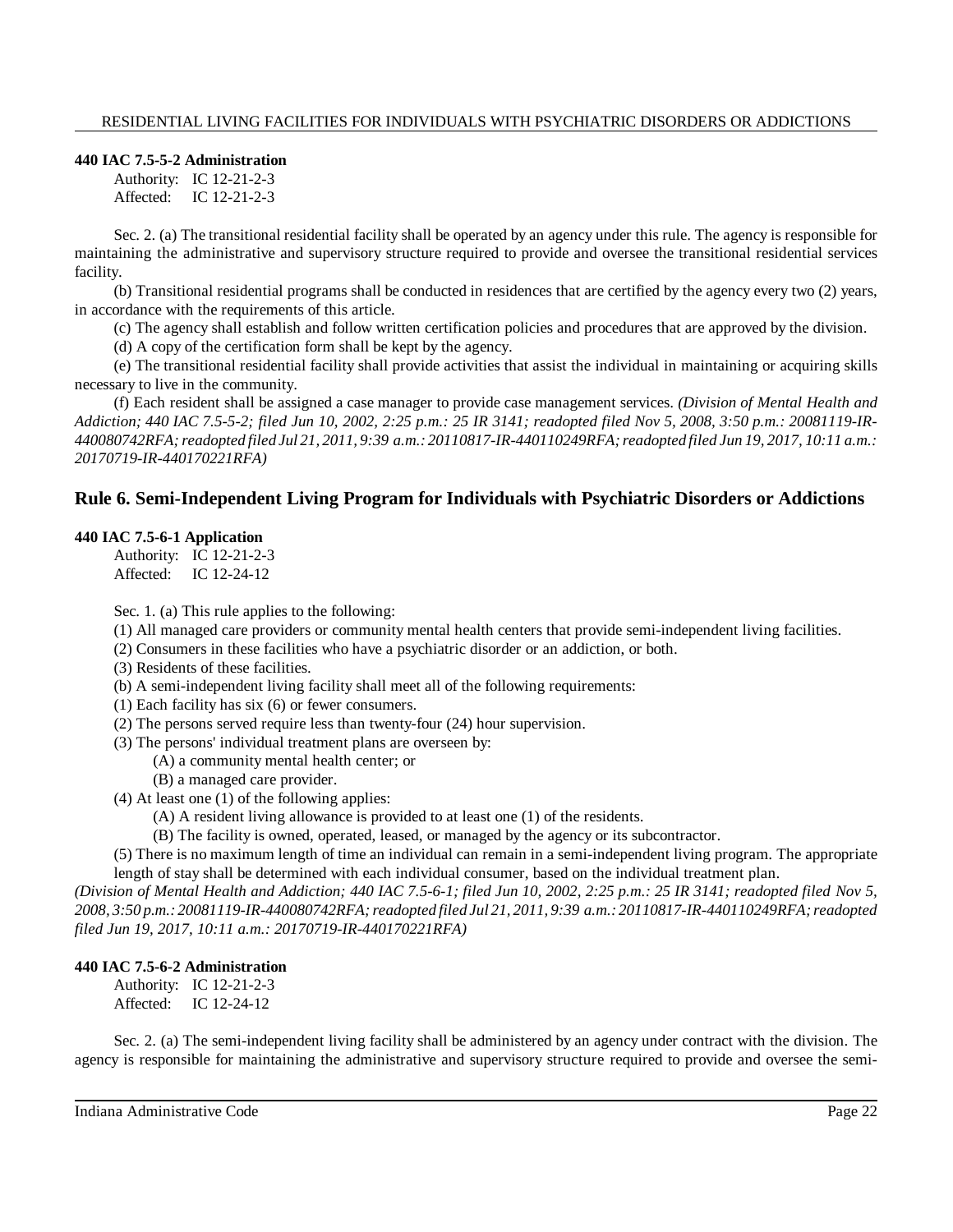**440 IAC 7.5-5-2 Administration**

Authority: IC 12-21-2-3
Affected: IC 12-21-2-3

Sec. 2. (a) The transitional residential facility shall be operated by an agency under this rule. The agency is responsible for maintaining the administrative and supervisory structure required to provide and oversee the transitional residential services facility.

(b) Transitional residential programs shall be conducted in residences that are certified by the agency every two (2) years, in accordance with the requirements of this article.

(c) The agency shall establish and follow written certification policies and procedures that are approved by the division.

(d) A copy of the certification form shall be kept by the agency.

(e) The transitional residential facility shall provide activities that assist the individual in maintaining or acquiring skills necessary to live in the community.

(f) Each resident shall be assigned a case manager to provide case management services. *(Division of Mental Health and Addiction; 440 IAC 7.5-5-2; filed Jun 10, 2002, 2:25 p.m.: 25 IR 3141; readopted filed Nov 5, 2008, 3:50 p.m.: 20081119-IR-440080742RFA; readopted filed Jul 21, 2011, 9:39 a.m.: 20110817-IR-440110249RFA; readopted filed Jun 19, 2017, 10:11 a.m.: 20170719-IR-440170221RFA)*

## Rule 6. Semi-Independent Living Program for Individuals with Psychiatric Disorders or Addictions

**440 IAC 7.5-6-1 Application**

Authority: IC 12-21-2-3
Affected: IC 12-24-12

Sec. 1. (a) This rule applies to the following:

(1) All managed care providers or community mental health centers that provide semi-independent living facilities.

(2) Consumers in these facilities who have a psychiatric disorder or an addiction, or both.

(3) Residents of these facilities.

(b) A semi-independent living facility shall meet all of the following requirements:

(1) Each facility has six (6) or fewer consumers.

(2) The persons served require less than twenty-four (24) hour supervision.

(3) The persons' individual treatment plans are overseen by:

(A) a community mental health center; or

(B) a managed care provider.

(4) At least one (1) of the following applies:

(A) A resident living allowance is provided to at least one (1) of the residents.

(B) The facility is owned, operated, leased, or managed by the agency or its subcontractor.

(5) There is no maximum length of time an individual can remain in a semi-independent living program. The appropriate length of stay shall be determined with each individual consumer, based on the individual treatment plan.

*(Division of Mental Health and Addiction; 440 IAC 7.5-6-1; filed Jun 10, 2002, 2:25 p.m.: 25 IR 3141; readopted filed Nov 5, 2008, 3:50 p.m.: 20081119-IR-440080742RFA; readopted filed Jul 21, 2011, 9:39 a.m.: 20110817-IR-440110249RFA; readopted filed Jun 19, 2017, 10:11 a.m.: 20170719-IR-440170221RFA)*

**440 IAC 7.5-6-2 Administration**

Authority: IC 12-21-2-3
Affected: IC 12-24-12

Sec. 2. (a) The semi-independent living facility shall be administered by an agency under contract with the division. The agency is responsible for maintaining the administrative and supervisory structure required to provide and oversee the semi-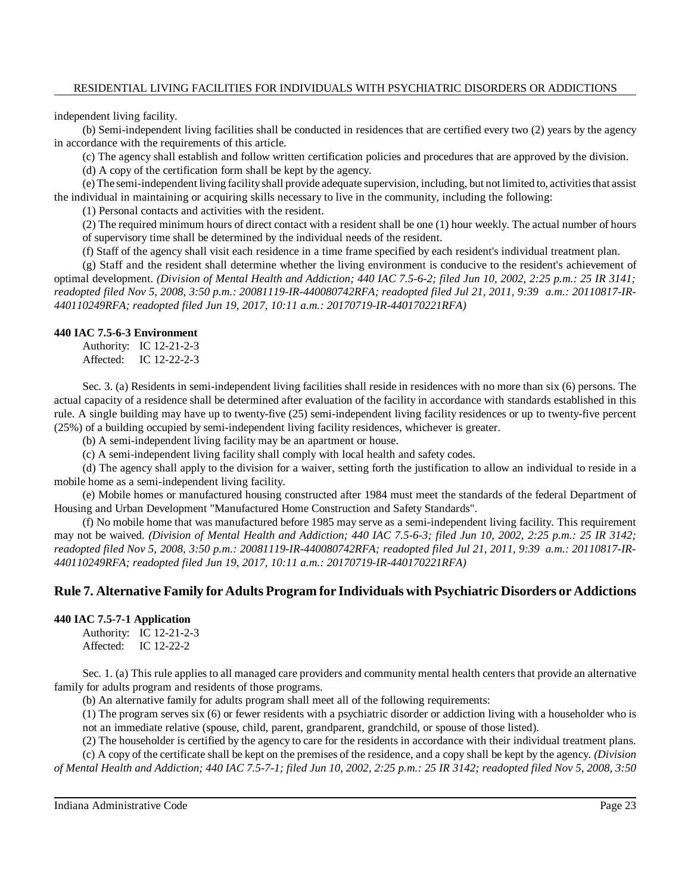independent living facility.

(b) Semi-independent living facilities shall be conducted in residences that are certified every two (2) years by the agency in accordance with the requirements of this article.

(c) The agency shall establish and follow written certification policies and procedures that are approved by the division.

(d) A copy of the certification form shall be kept by the agency.

(e) The semi-independent living facility shall provide adequate supervision, including, but not limited to, activities that assist the individual in maintaining or acquiring skills necessary to live in the community, including the following:

(1) Personal contacts and activities with the resident.

(2) The required minimum hours of direct contact with a resident shall be one (1) hour weekly. The actual number of hours of supervisory time shall be determined by the individual needs of the resident.

(f) Staff of the agency shall visit each residence in a time frame specified by each resident's individual treatment plan.

(g) Staff and the resident shall determine whether the living environment is conducive to the resident's achievement of optimal development. *(Division of Mental Health and Addiction; 440 IAC 7.5-6-2; filed Jun 10, 2002, 2:25 p.m.: 25 IR 3141; readopted filed Nov 5, 2008, 3:50 p.m.: 20081119-IR-440080742RFA; readopted filed Jul 21, 2011, 9:39 a.m.: 20110817-IR-440110249RFA; readopted filed Jun 19, 2017, 10:11 a.m.: 20170719-IR-440170221RFA)*

**440 IAC 7.5-6-3 Environment**

Authority: IC 12-21-2-3
Affected: IC 12-22-2-3

Sec. 3. (a) Residents in semi-independent living facilities shall reside in residences with no more than six (6) persons. The actual capacity of a residence shall be determined after evaluation of the facility in accordance with standards established in this rule. A single building may have up to twenty-five (25) semi-independent living facility residences or up to twenty-five percent (25%) of a building occupied by semi-independent living facility residences, whichever is greater.

(b) A semi-independent living facility may be an apartment or house.

(c) A semi-independent living facility shall comply with local health and safety codes.

(d) The agency shall apply to the division for a waiver, setting forth the justification to allow an individual to reside in a mobile home as a semi-independent living facility.

(e) Mobile homes or manufactured housing constructed after 1984 must meet the standards of the federal Department of Housing and Urban Development "Manufactured Home Construction and Safety Standards".

(f) No mobile home that was manufactured before 1985 may serve as a semi-independent living facility. This requirement may not be waived. *(Division of Mental Health and Addiction; 440 IAC 7.5-6-3; filed Jun 10, 2002, 2:25 p.m.: 25 IR 3142; readopted filed Nov 5, 2008, 3:50 p.m.: 20081119-IR-440080742RFA; readopted filed Jul 21, 2011, 9:39 a.m.: 20110817-IR-440110249RFA; readopted filed Jun 19, 2017, 10:11 a.m.: 20170719-IR-440170221RFA)*

## Rule 7. Alternative Family for Adults Program for Individuals with Psychiatric Disorders or Addictions

**440 IAC 7.5-7-1 Application**

Authority: IC 12-21-2-3
Affected: IC 12-22-2

Sec. 1. (a) This rule applies to all managed care providers and community mental health centers that provide an alternative family for adults program and residents of those programs.

(b) An alternative family for adults program shall meet all of the following requirements:

(1) The program serves six (6) or fewer residents with a psychiatric disorder or addiction living with a householder who is not an immediate relative (spouse, child, parent, grandparent, grandchild, or spouse of those listed).

(2) The householder is certified by the agency to care for the residents in accordance with their individual treatment plans.

(c) A copy of the certificate shall be kept on the premises of the residence, and a copy shall be kept by the agency. *(Division of Mental Health and Addiction; 440 IAC 7.5-7-1; filed Jun 10, 2002, 2:25 p.m.: 25 IR 3142; readopted filed Nov 5, 2008, 3:50*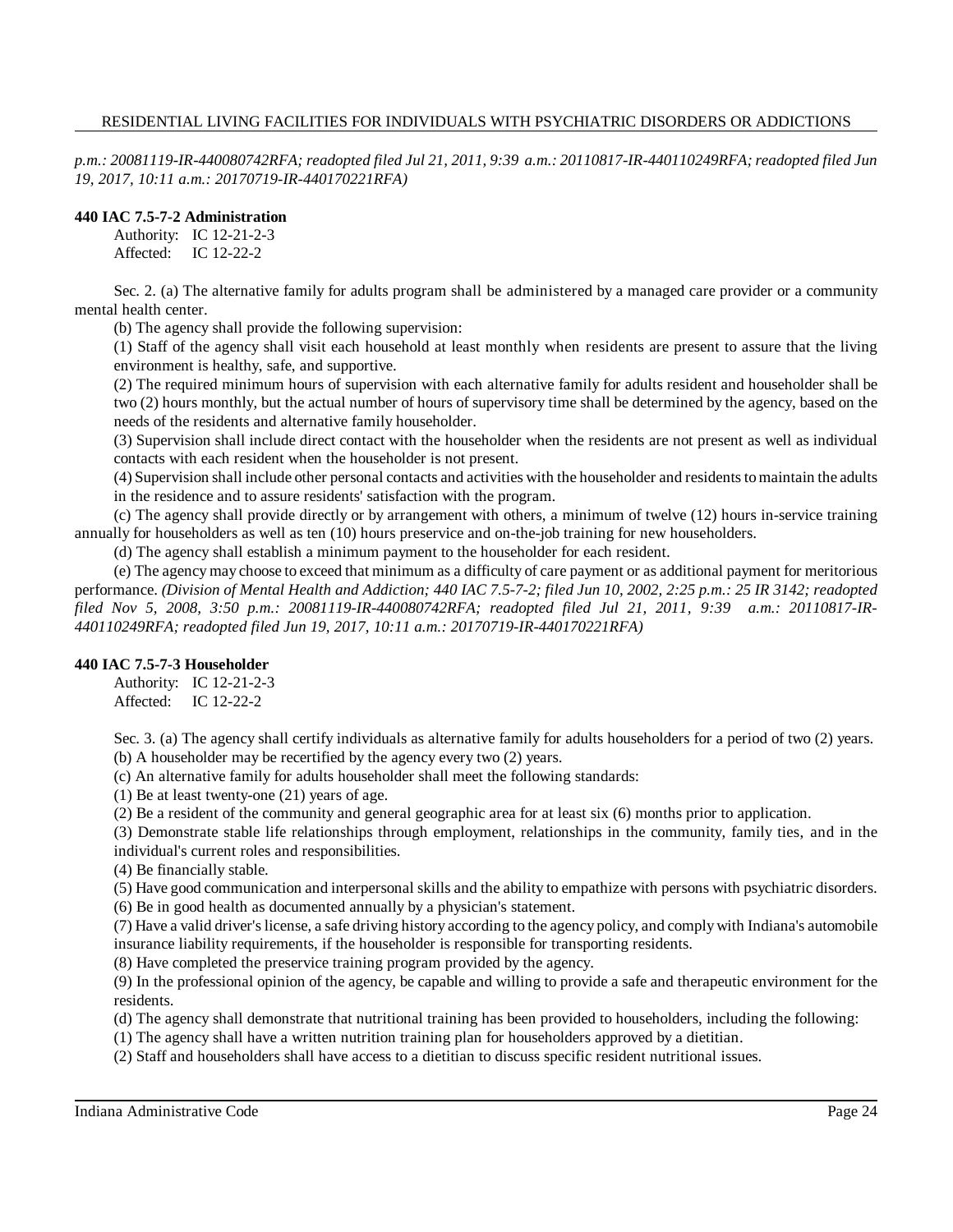*p.m.: 20081119-IR-440080742RFA; readopted filed Jul 21, 2011, 9:39 a.m.: 20110817-IR-440110249RFA; readopted filed Jun 19, 2017, 10:11 a.m.: 20170719-IR-440170221RFA)*

**440 IAC 7.5-7-2 Administration**

Authority: IC 12-21-2-3
Affected: IC 12-22-2

Sec. 2. (a) The alternative family for adults program shall be administered by a managed care provider or a community mental health center.

(b) The agency shall provide the following supervision:

(1) Staff of the agency shall visit each household at least monthly when residents are present to assure that the living environment is healthy, safe, and supportive.

(2) The required minimum hours of supervision with each alternative family for adults resident and householder shall be two (2) hours monthly, but the actual number of hours of supervisory time shall be determined by the agency, based on the needs of the residents and alternative family householder.

(3) Supervision shall include direct contact with the householder when the residents are not present as well as individual contacts with each resident when the householder is not present.

(4) Supervision shall include other personal contacts and activities with the householder and residents to maintain the adults in the residence and to assure residents' satisfaction with the program.

(c) The agency shall provide directly or by arrangement with others, a minimum of twelve (12) hours in-service training annually for householders as well as ten (10) hours preservice and on-the-job training for new householders.

(d) The agency shall establish a minimum payment to the householder for each resident.

(e) The agency may choose to exceed that minimum as a difficulty of care payment or as additional payment for meritorious performance. *(Division of Mental Health and Addiction; 440 IAC 7.5-7-2; filed Jun 10, 2002, 2:25 p.m.: 25 IR 3142; readopted filed Nov 5, 2008, 3:50 p.m.: 20081119-IR-440080742RFA; readopted filed Jul 21, 2011, 9:39 a.m.: 20110817-IR-440110249RFA; readopted filed Jun 19, 2017, 10:11 a.m.: 20170719-IR-440170221RFA)*

**440 IAC 7.5-7-3 Householder**

Authority: IC 12-21-2-3
Affected: IC 12-22-2

Sec. 3. (a) The agency shall certify individuals as alternative family for adults householders for a period of two (2) years.

(b) A householder may be recertified by the agency every two (2) years.

(c) An alternative family for adults householder shall meet the following standards:

(1) Be at least twenty-one (21) years of age.

(2) Be a resident of the community and general geographic area for at least six (6) months prior to application.

(3) Demonstrate stable life relationships through employment, relationships in the community, family ties, and in the individual's current roles and responsibilities.

(4) Be financially stable.

(5) Have good communication and interpersonal skills and the ability to empathize with persons with psychiatric disorders.

(6) Be in good health as documented annually by a physician's statement.

(7) Have a valid driver's license, a safe driving history according to the agency policy, and comply with Indiana's automobile insurance liability requirements, if the householder is responsible for transporting residents.

(8) Have completed the preservice training program provided by the agency.

(9) In the professional opinion of the agency, be capable and willing to provide a safe and therapeutic environment for the residents.

(d) The agency shall demonstrate that nutritional training has been provided to householders, including the following:

(1) The agency shall have a written nutrition training plan for householders approved by a dietitian.

(2) Staff and householders shall have access to a dietitian to discuss specific resident nutritional issues.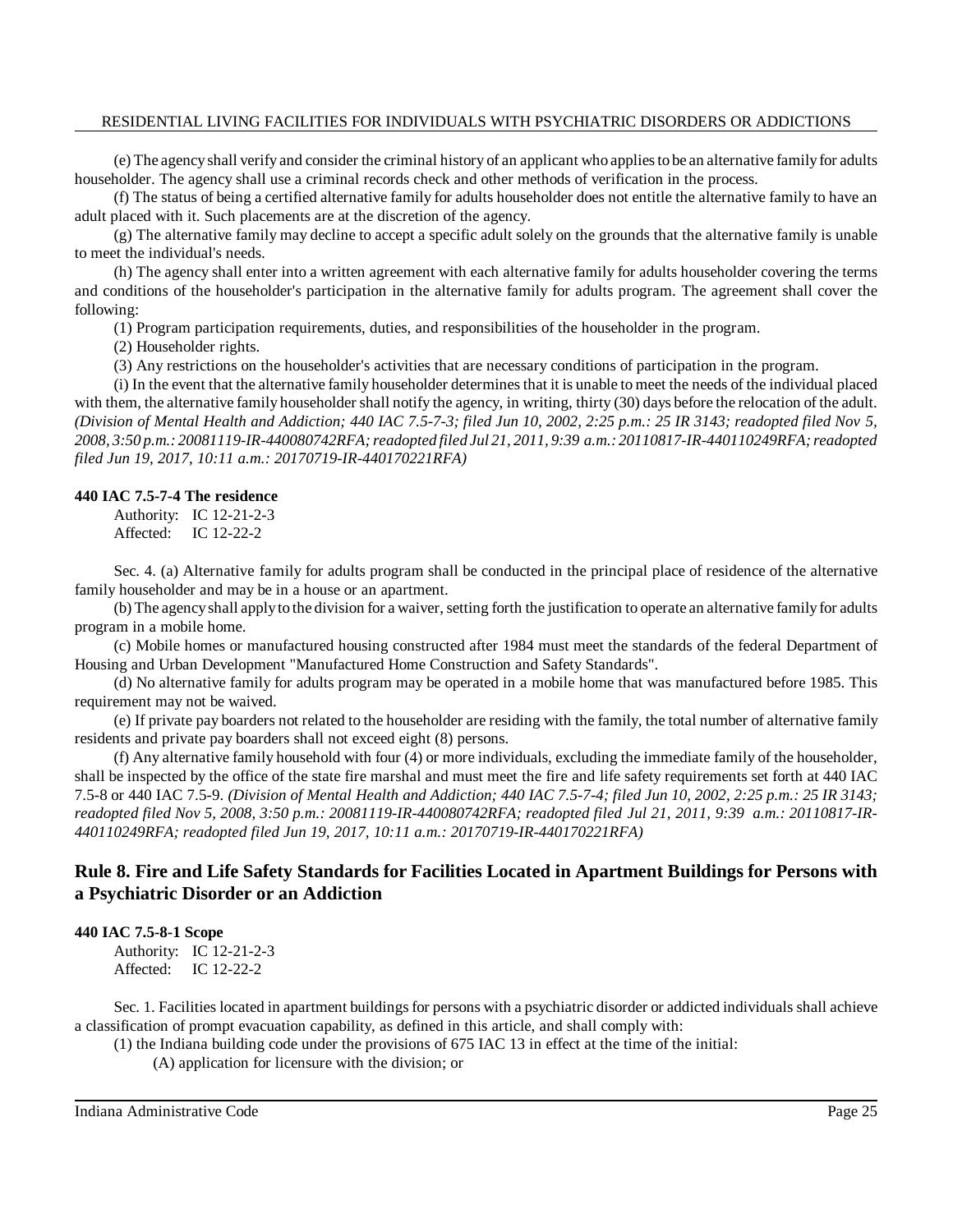(e) The agency shall verify and consider the criminal history of an applicant who applies to be an alternative family for adults householder. The agency shall use a criminal records check and other methods of verification in the process.

(f) The status of being a certified alternative family for adults householder does not entitle the alternative family to have an adult placed with it. Such placements are at the discretion of the agency.

(g) The alternative family may decline to accept a specific adult solely on the grounds that the alternative family is unable to meet the individual's needs.

(h) The agency shall enter into a written agreement with each alternative family for adults householder covering the terms and conditions of the householder's participation in the alternative family for adults program. The agreement shall cover the following:

(1) Program participation requirements, duties, and responsibilities of the householder in the program.

(2) Householder rights.

(3) Any restrictions on the householder's activities that are necessary conditions of participation in the program.

(i) In the event that the alternative family householder determines that it is unable to meet the needs of the individual placed with them, the alternative family householder shall notify the agency, in writing, thirty (30) days before the relocation of the adult. *(Division of Mental Health and Addiction; 440 IAC 7.5-7-3; filed Jun 10, 2002, 2:25 p.m.: 25 IR 3143; readopted filed Nov 5, 2008, 3:50 p.m.: 20081119-IR-440080742RFA; readopted filed Jul 21, 2011, 9:39 a.m.: 20110817-IR-440110249RFA; readopted filed Jun 19, 2017, 10:11 a.m.: 20170719-IR-440170221RFA)*

**440 IAC 7.5-7-4 The residence**

Authority: IC 12-21-2-3
Affected: IC 12-22-2

Sec. 4. (a) Alternative family for adults program shall be conducted in the principal place of residence of the alternative family householder and may be in a house or an apartment.

(b) The agency shall apply to the division for a waiver, setting forth the justification to operate an alternative family for adults program in a mobile home.

(c) Mobile homes or manufactured housing constructed after 1984 must meet the standards of the federal Department of Housing and Urban Development "Manufactured Home Construction and Safety Standards".

(d) No alternative family for adults program may be operated in a mobile home that was manufactured before 1985. This requirement may not be waived.

(e) If private pay boarders not related to the householder are residing with the family, the total number of alternative family residents and private pay boarders shall not exceed eight (8) persons.

(f) Any alternative family household with four (4) or more individuals, excluding the immediate family of the householder, shall be inspected by the office of the state fire marshal and must meet the fire and life safety requirements set forth at 440 IAC 7.5-8 or 440 IAC 7.5-9. *(Division of Mental Health and Addiction; 440 IAC 7.5-7-4; filed Jun 10, 2002, 2:25 p.m.: 25 IR 3143; readopted filed Nov 5, 2008, 3:50 p.m.: 20081119-IR-440080742RFA; readopted filed Jul 21, 2011, 9:39 a.m.: 20110817-IR-440110249RFA; readopted filed Jun 19, 2017, 10:11 a.m.: 20170719-IR-440170221RFA)*

## Rule 8. Fire and Life Safety Standards for Facilities Located in Apartment Buildings for Persons with a Psychiatric Disorder or an Addiction

**440 IAC 7.5-8-1 Scope**

Authority: IC 12-21-2-3
Affected: IC 12-22-2

Sec. 1. Facilities located in apartment buildings for persons with a psychiatric disorder or addicted individuals shall achieve a classification of prompt evacuation capability, as defined in this article, and shall comply with:

(1) the Indiana building code under the provisions of 675 IAC 13 in effect at the time of the initial:

(A) application for licensure with the division; or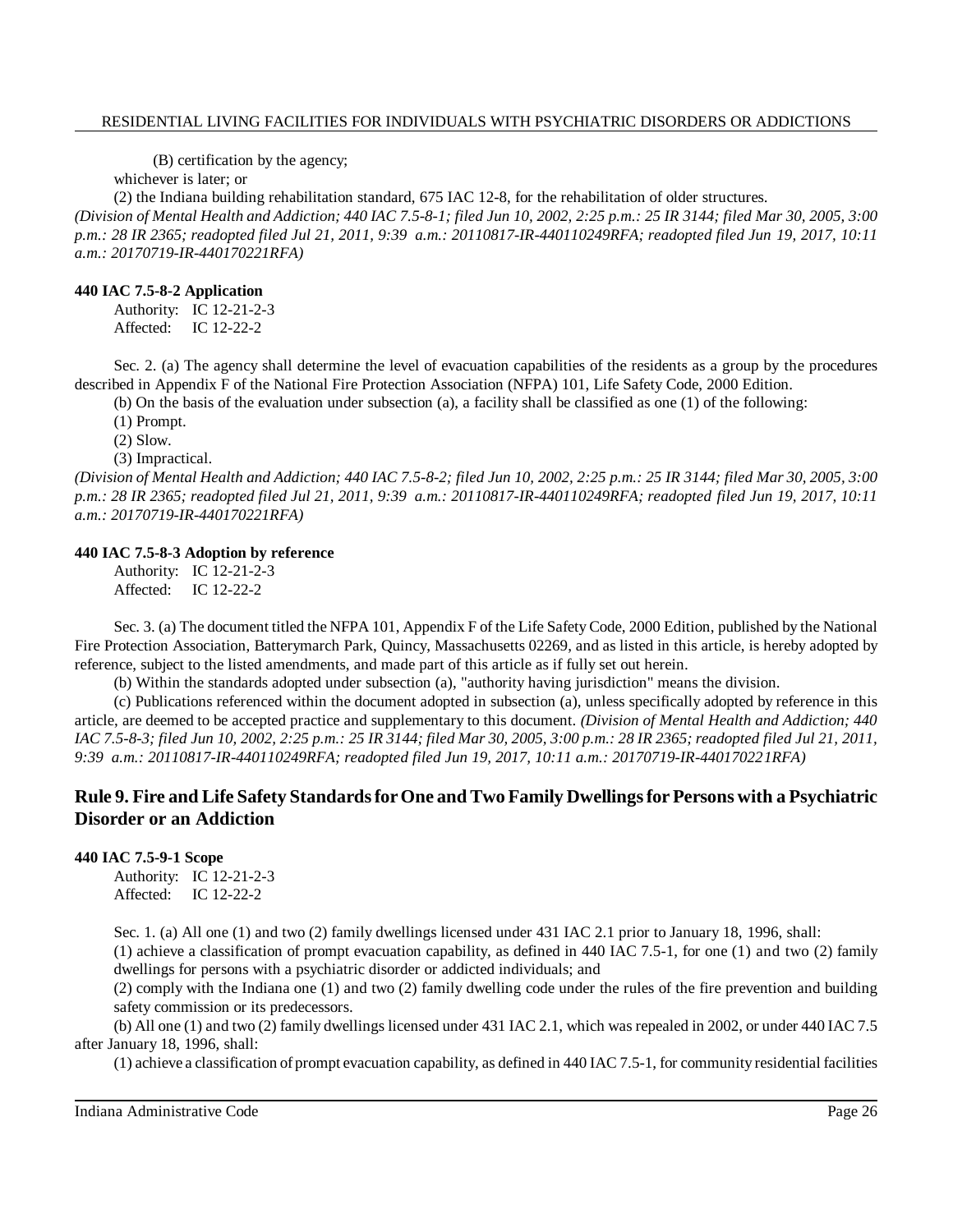(B) certification by the agency;

whichever is later; or

(2) the Indiana building rehabilitation standard, 675 IAC 12-8, for the rehabilitation of older structures.

*(Division of Mental Health and Addiction; 440 IAC 7.5-8-1; filed Jun 10, 2002, 2:25 p.m.: 25 IR 3144; filed Mar 30, 2005, 3:00 p.m.: 28 IR 2365; readopted filed Jul 21, 2011, 9:39 a.m.: 20110817-IR-440110249RFA; readopted filed Jun 19, 2017, 10:11 a.m.: 20170719-IR-440170221RFA)*

**440 IAC 7.5-8-2 Application**

Authority: IC 12-21-2-3
Affected: IC 12-22-2

Sec. 2. (a) The agency shall determine the level of evacuation capabilities of the residents as a group by the procedures described in Appendix F of the National Fire Protection Association (NFPA) 101, Life Safety Code, 2000 Edition.

(b) On the basis of the evaluation under subsection (a), a facility shall be classified as one (1) of the following:

(1) Prompt.

(2) Slow.

(3) Impractical.

*(Division of Mental Health and Addiction; 440 IAC 7.5-8-2; filed Jun 10, 2002, 2:25 p.m.: 25 IR 3144; filed Mar 30, 2005, 3:00 p.m.: 28 IR 2365; readopted filed Jul 21, 2011, 9:39 a.m.: 20110817-IR-440110249RFA; readopted filed Jun 19, 2017, 10:11 a.m.: 20170719-IR-440170221RFA)*

**440 IAC 7.5-8-3 Adoption by reference**

Authority: IC 12-21-2-3
Affected: IC 12-22-2

Sec. 3. (a) The document titled the NFPA 101, Appendix F of the Life Safety Code, 2000 Edition, published by the National Fire Protection Association, Batterymarch Park, Quincy, Massachusetts 02269, and as listed in this article, is hereby adopted by reference, subject to the listed amendments, and made part of this article as if fully set out herein.

(b) Within the standards adopted under subsection (a), "authority having jurisdiction" means the division.

(c) Publications referenced within the document adopted in subsection (a), unless specifically adopted by reference in this article, are deemed to be accepted practice and supplementary to this document. *(Division of Mental Health and Addiction; 440 IAC 7.5-8-3; filed Jun 10, 2002, 2:25 p.m.: 25 IR 3144; filed Mar 30, 2005, 3:00 p.m.: 28 IR 2365; readopted filed Jul 21, 2011, 9:39 a.m.: 20110817-IR-440110249RFA; readopted filed Jun 19, 2017, 10:11 a.m.: 20170719-IR-440170221RFA)*

## Rule 9. Fire and Life Safety Standards for One and Two Family Dwellings for Persons with a Psychiatric Disorder or an Addiction

**440 IAC 7.5-9-1 Scope**

Authority: IC 12-21-2-3
Affected: IC 12-22-2

Sec. 1. (a) All one (1) and two (2) family dwellings licensed under 431 IAC 2.1 prior to January 18, 1996, shall:

(1) achieve a classification of prompt evacuation capability, as defined in 440 IAC 7.5-1, for one (1) and two (2) family dwellings for persons with a psychiatric disorder or addicted individuals; and

(2) comply with the Indiana one (1) and two (2) family dwelling code under the rules of the fire prevention and building safety commission or its predecessors.

(b) All one (1) and two (2) family dwellings licensed under 431 IAC 2.1, which was repealed in 2002, or under 440 IAC 7.5 after January 18, 1996, shall:

(1) achieve a classification of prompt evacuation capability, as defined in 440 IAC 7.5-1, for community residential facilities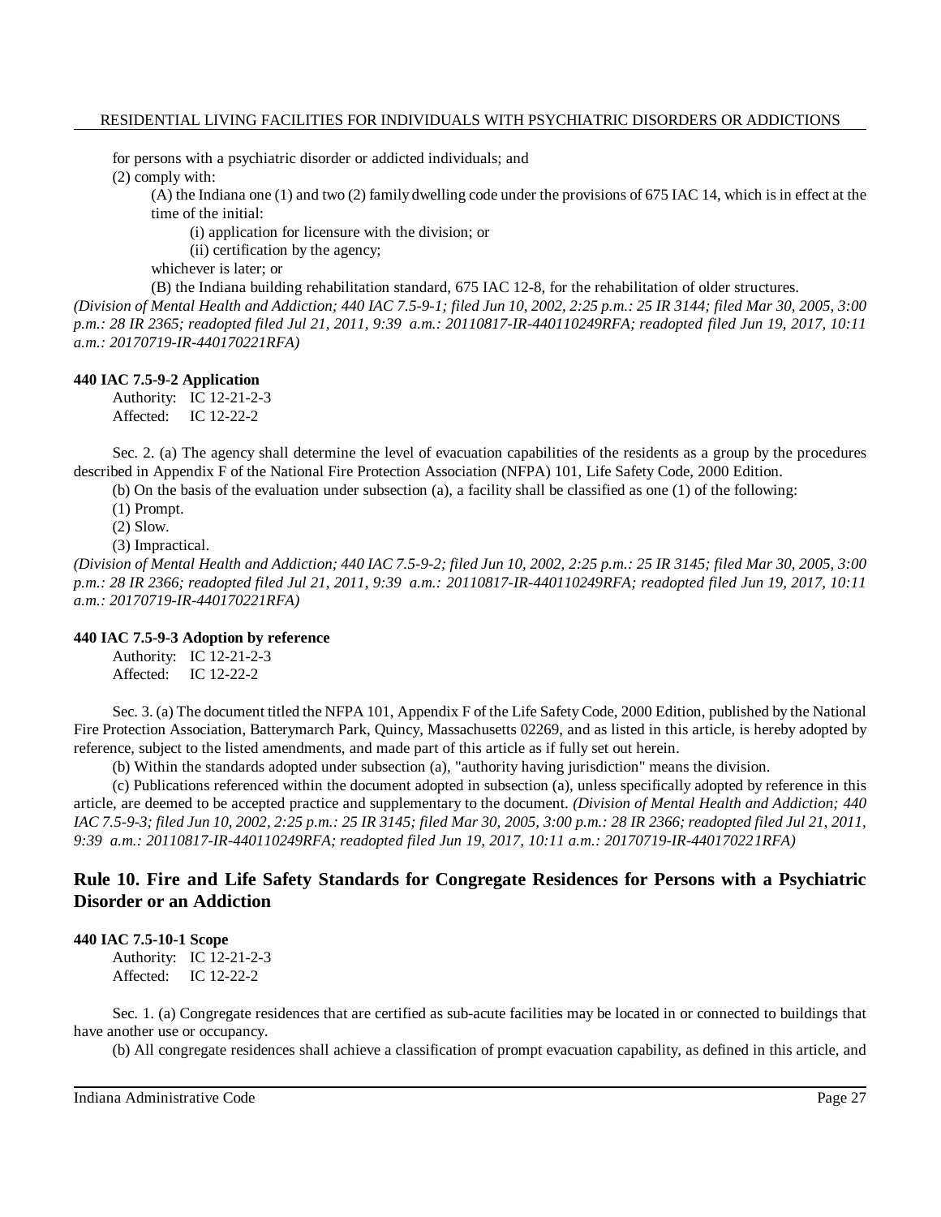for persons with a psychiatric disorder or addicted individuals; and

(2) comply with:

(A) the Indiana one (1) and two (2) family dwelling code under the provisions of 675 IAC 14, which is in effect at the time of the initial:

(i) application for licensure with the division; or

(ii) certification by the agency;

whichever is later; or

(B) the Indiana building rehabilitation standard, 675 IAC 12-8, for the rehabilitation of older structures.

*(Division of Mental Health and Addiction; 440 IAC 7.5-9-1; filed Jun 10, 2002, 2:25 p.m.: 25 IR 3144; filed Mar 30, 2005, 3:00 p.m.: 28 IR 2365; readopted filed Jul 21, 2011, 9:39 a.m.: 20110817-IR-440110249RFA; readopted filed Jun 19, 2017, 10:11 a.m.: 20170719-IR-440170221RFA)*

**440 IAC 7.5-9-2 Application**

Authority: IC 12-21-2-3
Affected: IC 12-22-2

Sec. 2. (a) The agency shall determine the level of evacuation capabilities of the residents as a group by the procedures described in Appendix F of the National Fire Protection Association (NFPA) 101, Life Safety Code, 2000 Edition.

(b) On the basis of the evaluation under subsection (a), a facility shall be classified as one (1) of the following:

(1) Prompt.

(2) Slow.

(3) Impractical.

*(Division of Mental Health and Addiction; 440 IAC 7.5-9-2; filed Jun 10, 2002, 2:25 p.m.: 25 IR 3145; filed Mar 30, 2005, 3:00 p.m.: 28 IR 2366; readopted filed Jul 21, 2011, 9:39 a.m.: 20110817-IR-440110249RFA; readopted filed Jun 19, 2017, 10:11 a.m.: 20170719-IR-440170221RFA)*

**440 IAC 7.5-9-3 Adoption by reference**

Authority: IC 12-21-2-3
Affected: IC 12-22-2

Sec. 3. (a) The document titled the NFPA 101, Appendix F of the Life Safety Code, 2000 Edition, published by the National Fire Protection Association, Batterymarch Park, Quincy, Massachusetts 02269, and as listed in this article, is hereby adopted by reference, subject to the listed amendments, and made part of this article as if fully set out herein.

(b) Within the standards adopted under subsection (a), "authority having jurisdiction" means the division.

(c) Publications referenced within the document adopted in subsection (a), unless specifically adopted by reference in this article, are deemed to be accepted practice and supplementary to the document. *(Division of Mental Health and Addiction; 440 IAC 7.5-9-3; filed Jun 10, 2002, 2:25 p.m.: 25 IR 3145; filed Mar 30, 2005, 3:00 p.m.: 28 IR 2366; readopted filed Jul 21, 2011, 9:39 a.m.: 20110817-IR-440110249RFA; readopted filed Jun 19, 2017, 10:11 a.m.: 20170719-IR-440170221RFA)*

## Rule 10. Fire and Life Safety Standards for Congregate Residences for Persons with a Psychiatric Disorder or an Addiction

**440 IAC 7.5-10-1 Scope**

Authority: IC 12-21-2-3
Affected: IC 12-22-2

Sec. 1. (a) Congregate residences that are certified as sub-acute facilities may be located in or connected to buildings that have another use or occupancy.

(b) All congregate residences shall achieve a classification of prompt evacuation capability, as defined in this article, and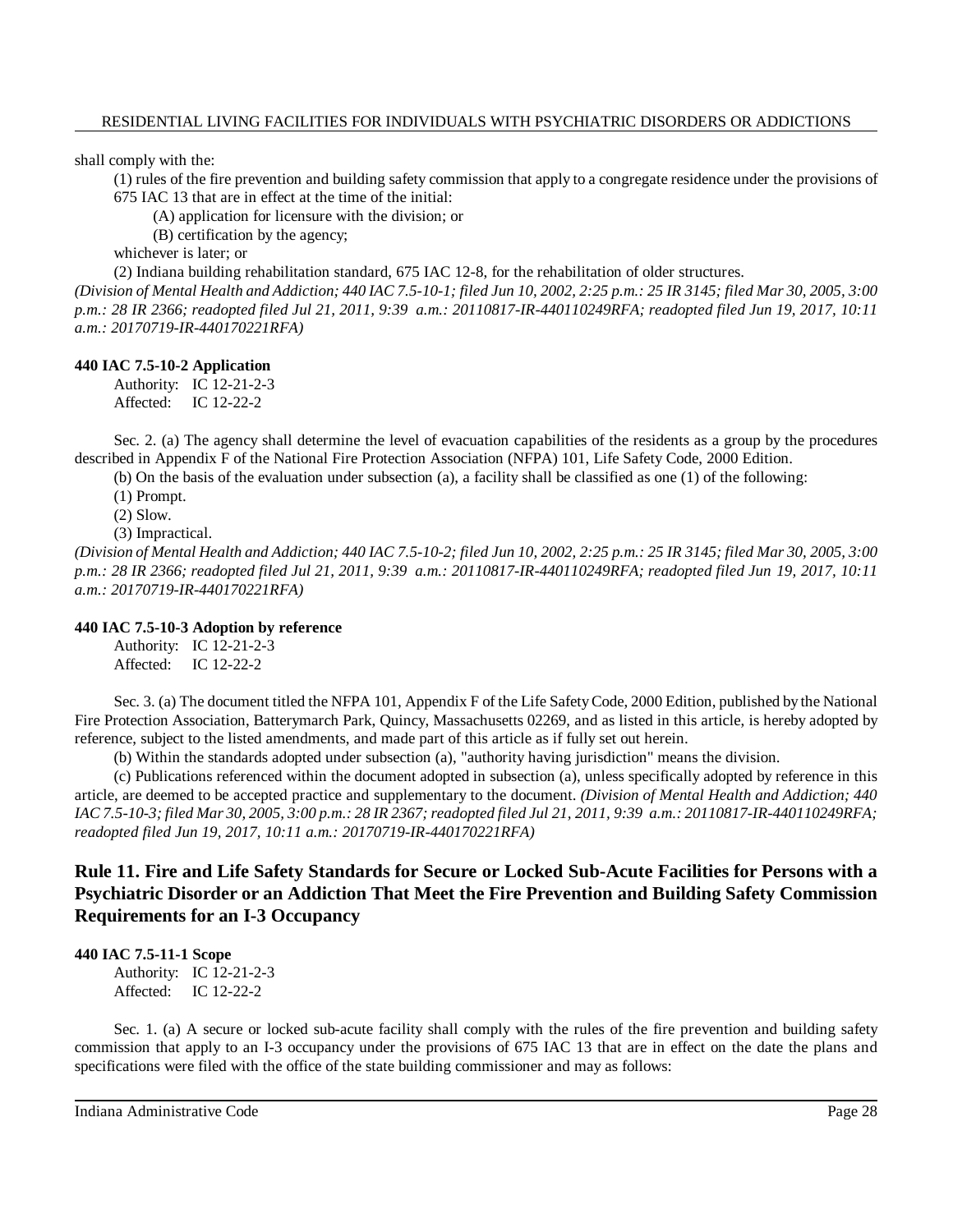shall comply with the:

(1) rules of the fire prevention and building safety commission that apply to a congregate residence under the provisions of 675 IAC 13 that are in effect at the time of the initial:

(A) application for licensure with the division; or

(B) certification by the agency;

whichever is later; or

(2) Indiana building rehabilitation standard, 675 IAC 12-8, for the rehabilitation of older structures.

*(Division of Mental Health and Addiction; 440 IAC 7.5-10-1; filed Jun 10, 2002, 2:25 p.m.: 25 IR 3145; filed Mar 30, 2005, 3:00 p.m.: 28 IR 2366; readopted filed Jul 21, 2011, 9:39 a.m.: 20110817-IR-440110249RFA; readopted filed Jun 19, 2017, 10:11 a.m.: 20170719-IR-440170221RFA)*

**440 IAC 7.5-10-2 Application**

Authority: IC 12-21-2-3
Affected: IC 12-22-2

Sec. 2. (a) The agency shall determine the level of evacuation capabilities of the residents as a group by the procedures described in Appendix F of the National Fire Protection Association (NFPA) 101, Life Safety Code, 2000 Edition.

(b) On the basis of the evaluation under subsection (a), a facility shall be classified as one (1) of the following:

(1) Prompt.

(2) Slow.

(3) Impractical.

*(Division of Mental Health and Addiction; 440 IAC 7.5-10-2; filed Jun 10, 2002, 2:25 p.m.: 25 IR 3145; filed Mar 30, 2005, 3:00 p.m.: 28 IR 2366; readopted filed Jul 21, 2011, 9:39 a.m.: 20110817-IR-440110249RFA; readopted filed Jun 19, 2017, 10:11 a.m.: 20170719-IR-440170221RFA)*

**440 IAC 7.5-10-3 Adoption by reference**

Authority: IC 12-21-2-3
Affected: IC 12-22-2

Sec. 3. (a) The document titled the NFPA 101, Appendix F of the Life Safety Code, 2000 Edition, published by the National Fire Protection Association, Batterymarch Park, Quincy, Massachusetts 02269, and as listed in this article, is hereby adopted by reference, subject to the listed amendments, and made part of this article as if fully set out herein.

(b) Within the standards adopted under subsection (a), "authority having jurisdiction" means the division.

(c) Publications referenced within the document adopted in subsection (a), unless specifically adopted by reference in this article, are deemed to be accepted practice and supplementary to the document. *(Division of Mental Health and Addiction; 440 IAC 7.5-10-3; filed Mar 30, 2005, 3:00 p.m.: 28 IR 2367; readopted filed Jul 21, 2011, 9:39 a.m.: 20110817-IR-440110249RFA; readopted filed Jun 19, 2017, 10:11 a.m.: 20170719-IR-440170221RFA)*

## Rule 11. Fire and Life Safety Standards for Secure or Locked Sub-Acute Facilities for Persons with a Psychiatric Disorder or an Addiction That Meet the Fire Prevention and Building Safety Commission Requirements for an I-3 Occupancy

**440 IAC 7.5-11-1 Scope**

Authority: IC 12-21-2-3
Affected: IC 12-22-2

Sec. 1. (a) A secure or locked sub-acute facility shall comply with the rules of the fire prevention and building safety commission that apply to an I-3 occupancy under the provisions of 675 IAC 13 that are in effect on the date the plans and specifications were filed with the office of the state building commissioner and may as follows: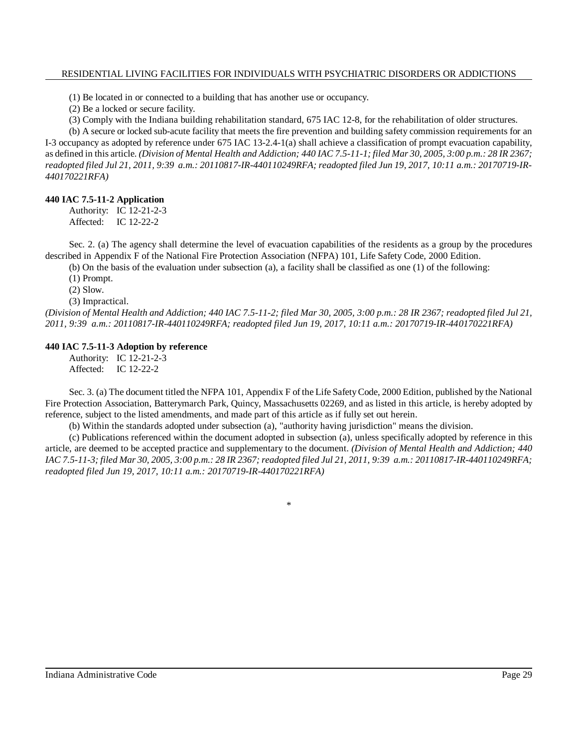(1) Be located in or connected to a building that has another use or occupancy.

(2) Be a locked or secure facility.

(3) Comply with the Indiana building rehabilitation standard, 675 IAC 12-8, for the rehabilitation of older structures.

(b) A secure or locked sub-acute facility that meets the fire prevention and building safety commission requirements for an I-3 occupancy as adopted by reference under 675 IAC 13-2.4-1(a) shall achieve a classification of prompt evacuation capability, as defined in this article. *(Division of Mental Health and Addiction; 440 IAC 7.5-11-1; filed Mar 30, 2005, 3:00 p.m.: 28 IR 2367; readopted filed Jul 21, 2011, 9:39 a.m.: 20110817-IR-440110249RFA; readopted filed Jun 19, 2017, 10:11 a.m.: 20170719-IR-440170221RFA)*

**440 IAC 7.5-11-2 Application**

Authority: IC 12-21-2-3
Affected: IC 12-22-2

Sec. 2. (a) The agency shall determine the level of evacuation capabilities of the residents as a group by the procedures described in Appendix F of the National Fire Protection Association (NFPA) 101, Life Safety Code, 2000 Edition.

(b) On the basis of the evaluation under subsection (a), a facility shall be classified as one (1) of the following:

(1) Prompt.

(2) Slow.

(3) Impractical.

*(Division of Mental Health and Addiction; 440 IAC 7.5-11-2; filed Mar 30, 2005, 3:00 p.m.: 28 IR 2367; readopted filed Jul 21, 2011, 9:39 a.m.: 20110817-IR-440110249RFA; readopted filed Jun 19, 2017, 10:11 a.m.: 20170719-IR-440170221RFA)*

**440 IAC 7.5-11-3 Adoption by reference**

Authority: IC 12-21-2-3
Affected: IC 12-22-2

Sec. 3. (a) The document titled the NFPA 101, Appendix F of the Life Safety Code, 2000 Edition, published by the National Fire Protection Association, Batterymarch Park, Quincy, Massachusetts 02269, and as listed in this article, is hereby adopted by reference, subject to the listed amendments, and made part of this article as if fully set out herein.

(b) Within the standards adopted under subsection (a), "authority having jurisdiction" means the division.

(c) Publications referenced within the document adopted in subsection (a), unless specifically adopted by reference in this article, are deemed to be accepted practice and supplementary to the document. *(Division of Mental Health and Addiction; 440 IAC 7.5-11-3; filed Mar 30, 2005, 3:00 p.m.: 28 IR 2367; readopted filed Jul 21, 2011, 9:39 a.m.: 20110817-IR-440110249RFA; readopted filed Jun 19, 2017, 10:11 a.m.: 20170719-IR-440170221RFA)*

*